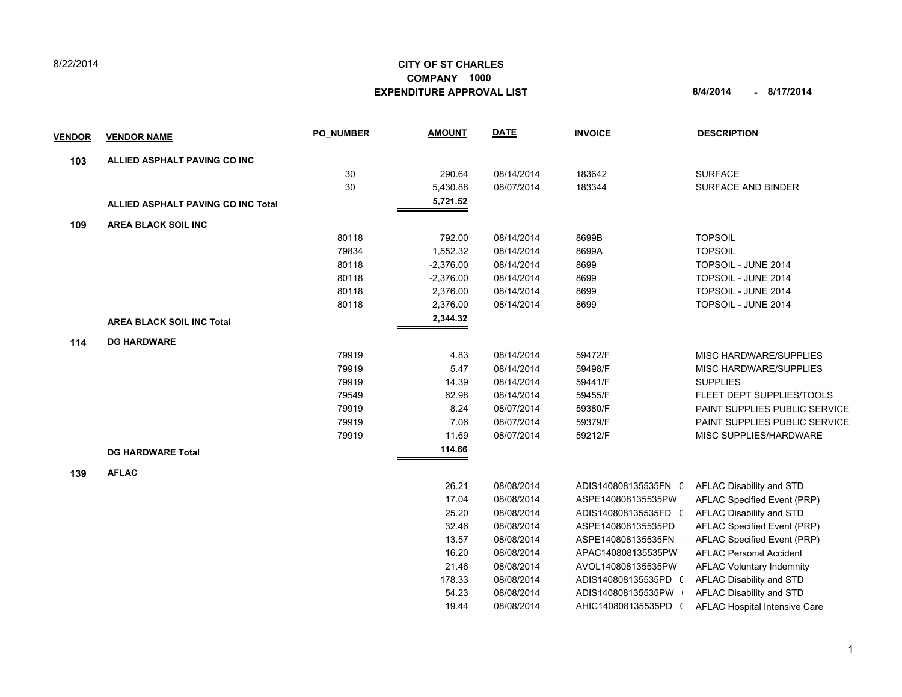8/22/2014

# CITY OF ST CHARLES
## COMPANY 1000
## EXPENDITURE APPROVAL LIST

**8/4/2014 - 8/17/2014**

| VENDOR | VENDOR NAME | PO_NUMBER | AMOUNT | DATE | INVOICE | DESCRIPTION |
|---|---|---|---|---|---|---|
| **103** | **ALLIED ASPHALT PAVING CO INC** | | | | | |
| | | 30 | 290.64 | 08/14/2014 | 183642 | SURFACE |
| | | 30 | 5,430.88 | 08/07/2014 | 183344 | SURFACE AND BINDER |
| | **ALLIED ASPHALT PAVING CO INC Total** | | **5,721.52** | | | |
| **109** | **AREA BLACK SOIL INC** | | | | | |
| | | 80118 | 792.00 | 08/14/2014 | 8699B | TOPSOIL |
| | | 79834 | 1,552.32 | 08/14/2014 | 8699A | TOPSOIL |
| | | 80118 | -2,376.00 | 08/14/2014 | 8699 | TOPSOIL - JUNE 2014 |
| | | 80118 | -2,376.00 | 08/14/2014 | 8699 | TOPSOIL - JUNE 2014 |
| | | 80118 | 2,376.00 | 08/14/2014 | 8699 | TOPSOIL - JUNE 2014 |
| | | 80118 | 2,376.00 | 08/14/2014 | 8699 | TOPSOIL - JUNE 2014 |
| | **AREA BLACK SOIL INC Total** | | **2,344.32** | | | |
| **114** | **DG HARDWARE** | | | | | |
| | | 79919 | 4.83 | 08/14/2014 | 59472/F | MISC HARDWARE/SUPPLIES |
| | | 79919 | 5.47 | 08/14/2014 | 59498/F | MISC HARDWARE/SUPPLIES |
| | | 79919 | 14.39 | 08/14/2014 | 59441/F | SUPPLIES |
| | | 79549 | 62.98 | 08/14/2014 | 59455/F | FLEET DEPT SUPPLIES/TOOLS |
| | | 79919 | 8.24 | 08/07/2014 | 59380/F | PAINT SUPPLIES PUBLIC SERVICE |
| | | 79919 | 7.06 | 08/07/2014 | 59379/F | PAINT SUPPLIES PUBLIC SERVICE |
| | | 79919 | 11.69 | 08/07/2014 | 59212/F | MISC SUPPLIES/HARDWARE |
| | **DG HARDWARE Total** | | **114.66** | | | |
| **139** | **AFLAC** | | | | | |
| | | | 26.21 | 08/08/2014 | ADIS140808135535FN ( | AFLAC Disability and STD |
| | | | 17.04 | 08/08/2014 | ASPE140808135535PW | AFLAC Specified Event (PRP) |
| | | | 25.20 | 08/08/2014 | ADIS140808135535FD ( | AFLAC Disability and STD |
| | | | 32.46 | 08/08/2014 | ASPE140808135535PD | AFLAC Specified Event (PRP) |
| | | | 13.57 | 08/08/2014 | ASPE140808135535FN | AFLAC Specified Event (PRP) |
| | | | 16.20 | 08/08/2014 | APAC140808135535PW | AFLAC Personal Accident |
| | | | 21.46 | 08/08/2014 | AVOL140808135535PW | AFLAC Voluntary Indemnity |
| | | | 178.33 | 08/08/2014 | ADIS140808135535PD ( | AFLAC Disability and STD |
| | | | 54.23 | 08/08/2014 | ADIS140808135535PW | AFLAC Disability and STD |
| | | | 19.44 | 08/08/2014 | AHIC140808135535PD ( | AFLAC Hospital Intensive Care |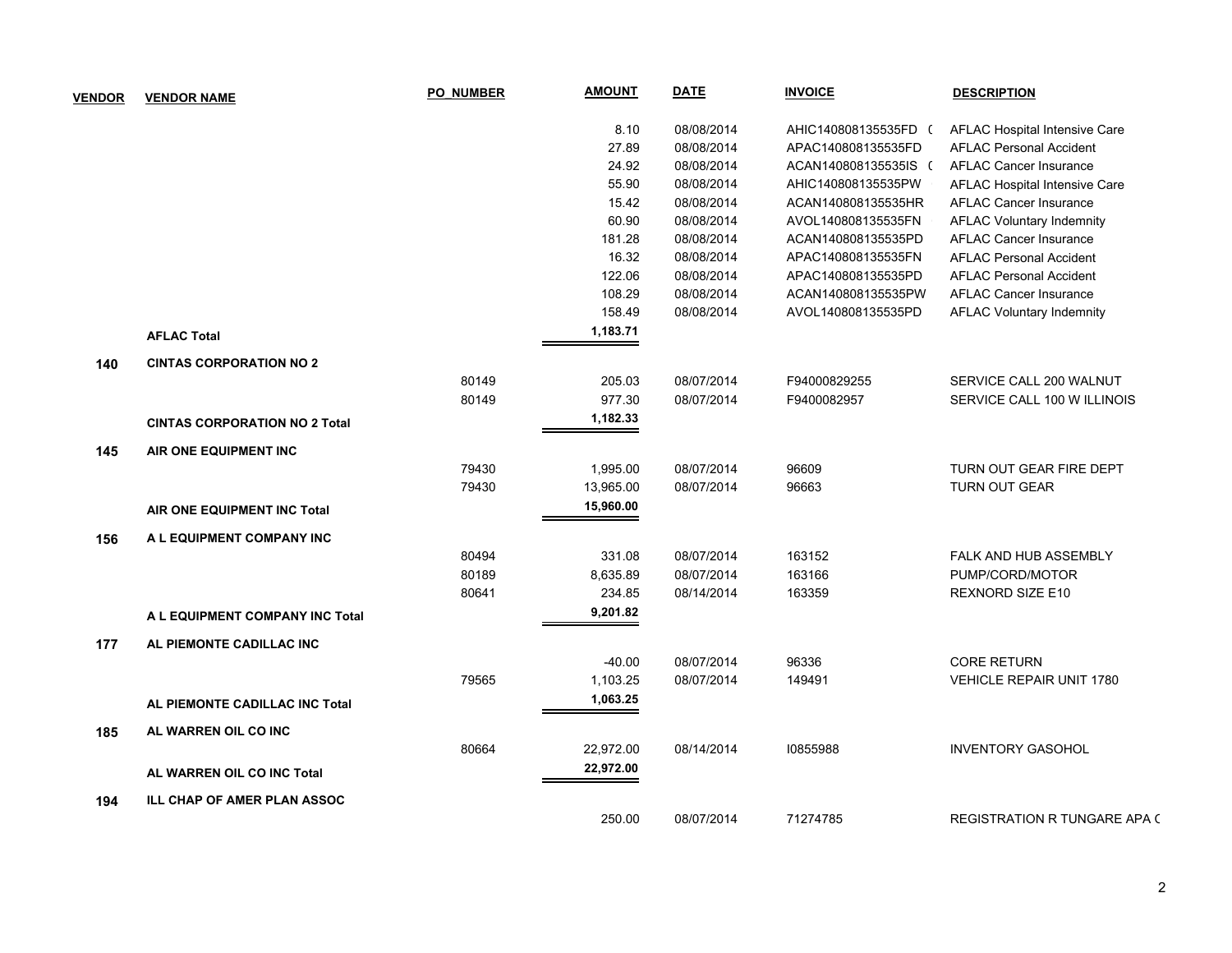| VENDOR | VENDOR NAME | PO_NUMBER | AMOUNT | DATE | INVOICE | DESCRIPTION |
|---|---|---|---|---|---|---|
| | | | 8.10 | 08/08/2014 | AHIC140808135535FD ( | AFLAC Hospital Intensive Care |
| | | | 27.89 | 08/08/2014 | APAC140808135535FD | AFLAC Personal Accident |
| | | | 24.92 | 08/08/2014 | ACAN140808135535IS ( | AFLAC Cancer Insurance |
| | | | 55.90 | 08/08/2014 | AHIC140808135535PW | AFLAC Hospital Intensive Care |
| | | | 15.42 | 08/08/2014 | ACAN140808135535HR | AFLAC Cancer Insurance |
| | | | 60.90 | 08/08/2014 | AVOL140808135535FN | AFLAC Voluntary Indemnity |
| | | | 181.28 | 08/08/2014 | ACAN140808135535PD | AFLAC Cancer Insurance |
| | | | 16.32 | 08/08/2014 | APAC140808135535FN | AFLAC Personal Accident |
| | | | 122.06 | 08/08/2014 | APAC140808135535PD | AFLAC Personal Accident |
| | | | 108.29 | 08/08/2014 | ACAN140808135535PW | AFLAC Cancer Insurance |
| | | | 158.49 | 08/08/2014 | AVOL140808135535PD | AFLAC Voluntary Indemnity |
| | **AFLAC Total** | | **1,183.71** | | | |
| **140** | **CINTAS CORPORATION NO 2** | | | | | |
| | | 80149 | 205.03 | 08/07/2014 | F94000829255 | SERVICE CALL 200 WALNUT |
| | | 80149 | 977.30 | 08/07/2014 | F9400082957 | SERVICE CALL 100 W ILLINOIS |
| | **CINTAS CORPORATION NO 2 Total** | | **1,182.33** | | | |
| **145** | **AIR ONE EQUIPMENT INC** | | | | | |
| | | 79430 | 1,995.00 | 08/07/2014 | 96609 | TURN OUT GEAR FIRE DEPT |
| | | 79430 | 13,965.00 | 08/07/2014 | 96663 | TURN OUT GEAR |
| | **AIR ONE EQUIPMENT INC Total** | | **15,960.00** | | | |
| **156** | **A L EQUIPMENT COMPANY INC** | | | | | |
| | | 80494 | 331.08 | 08/07/2014 | 163152 | FALK AND HUB ASSEMBLY |
| | | 80189 | 8,635.89 | 08/07/2014 | 163166 | PUMP/CORD/MOTOR |
| | | 80641 | 234.85 | 08/14/2014 | 163359 | REXNORD SIZE E10 |
| | **A L EQUIPMENT COMPANY INC Total** | | **9,201.82** | | | |
| **177** | **AL PIEMONTE CADILLAC INC** | | | | | |
| | | | -40.00 | 08/07/2014 | 96336 | CORE RETURN |
| | | 79565 | 1,103.25 | 08/07/2014 | 149491 | VEHICLE REPAIR UNIT 1780 |
| | **AL PIEMONTE CADILLAC INC Total** | | **1,063.25** | | | |
| **185** | **AL WARREN OIL CO INC** | | | | | |
| | | 80664 | 22,972.00 | 08/14/2014 | I0855988 | INVENTORY GASOHOL |
| | **AL WARREN OIL CO INC Total** | | **22,972.00** | | | |
| **194** | **ILL CHAP OF AMER PLAN ASSOC** | | | | | |
| | | | 250.00 | 08/07/2014 | 71274785 | REGISTRATION R TUNGARE APA ( |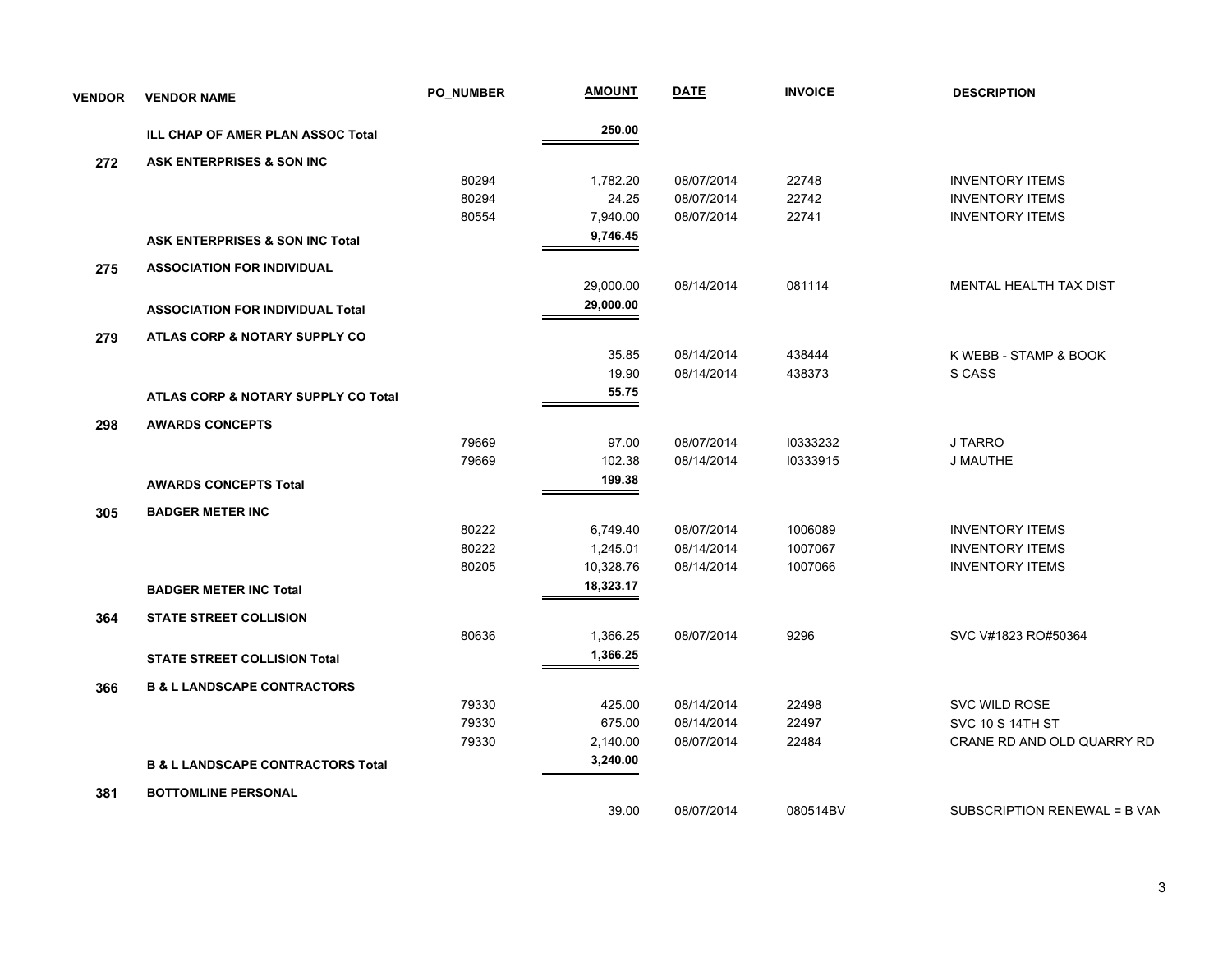| VENDOR | VENDOR NAME | PO_NUMBER | AMOUNT | DATE | INVOICE | DESCRIPTION |
|---|---|---|---|---|---|---|
| | **ILL CHAP OF AMER PLAN ASSOC Total** | | **250.00** | | | |
| **272** | **ASK ENTERPRISES & SON INC** | | | | | |
| | | 80294 | 1,782.20 | 08/07/2014 | 22748 | INVENTORY ITEMS |
| | | 80294 | 24.25 | 08/07/2014 | 22742 | INVENTORY ITEMS |
| | | 80554 | 7,940.00 | 08/07/2014 | 22741 | INVENTORY ITEMS |
| | **ASK ENTERPRISES & SON INC Total** | | **9,746.45** | | | |
| **275** | **ASSOCIATION FOR INDIVIDUAL** | | | | | |
| | | | 29,000.00 | 08/14/2014 | 081114 | MENTAL HEALTH TAX DIST |
| | **ASSOCIATION FOR INDIVIDUAL Total** | | **29,000.00** | | | |
| **279** | **ATLAS CORP & NOTARY SUPPLY CO** | | | | | |
| | | | 35.85 | 08/14/2014 | 438444 | K WEBB - STAMP & BOOK |
| | | | 19.90 | 08/14/2014 | 438373 | S CASS |
| | **ATLAS CORP & NOTARY SUPPLY CO Total** | | **55.75** | | | |
| **298** | **AWARDS CONCEPTS** | | | | | |
| | | 79669 | 97.00 | 08/07/2014 | I0333232 | J TARRO |
| | | 79669 | 102.38 | 08/14/2014 | I0333915 | J MAUTHE |
| | **AWARDS CONCEPTS Total** | | **199.38** | | | |
| **305** | **BADGER METER INC** | | | | | |
| | | 80222 | 6,749.40 | 08/07/2014 | 1006089 | INVENTORY ITEMS |
| | | 80222 | 1,245.01 | 08/14/2014 | 1007067 | INVENTORY ITEMS |
| | | 80205 | 10,328.76 | 08/14/2014 | 1007066 | INVENTORY ITEMS |
| | **BADGER METER INC Total** | | **18,323.17** | | | |
| **364** | **STATE STREET COLLISION** | | | | | |
| | | 80636 | 1,366.25 | 08/07/2014 | 9296 | SVC V#1823 RO#50364 |
| | **STATE STREET COLLISION Total** | | **1,366.25** | | | |
| **366** | **B & L LANDSCAPE CONTRACTORS** | | | | | |
| | | 79330 | 425.00 | 08/14/2014 | 22498 | SVC WILD ROSE |
| | | 79330 | 675.00 | 08/14/2014 | 22497 | SVC 10 S 14TH ST |
| | | 79330 | 2,140.00 | 08/07/2014 | 22484 | CRANE RD AND OLD QUARRY RD |
| | **B & L LANDSCAPE CONTRACTORS Total** | | **3,240.00** | | | |
| **381** | **BOTTOMLINE PERSONAL** | | | | | |
| | | | 39.00 | 08/07/2014 | 080514BV | SUBSCRIPTION RENEWAL = B VAN |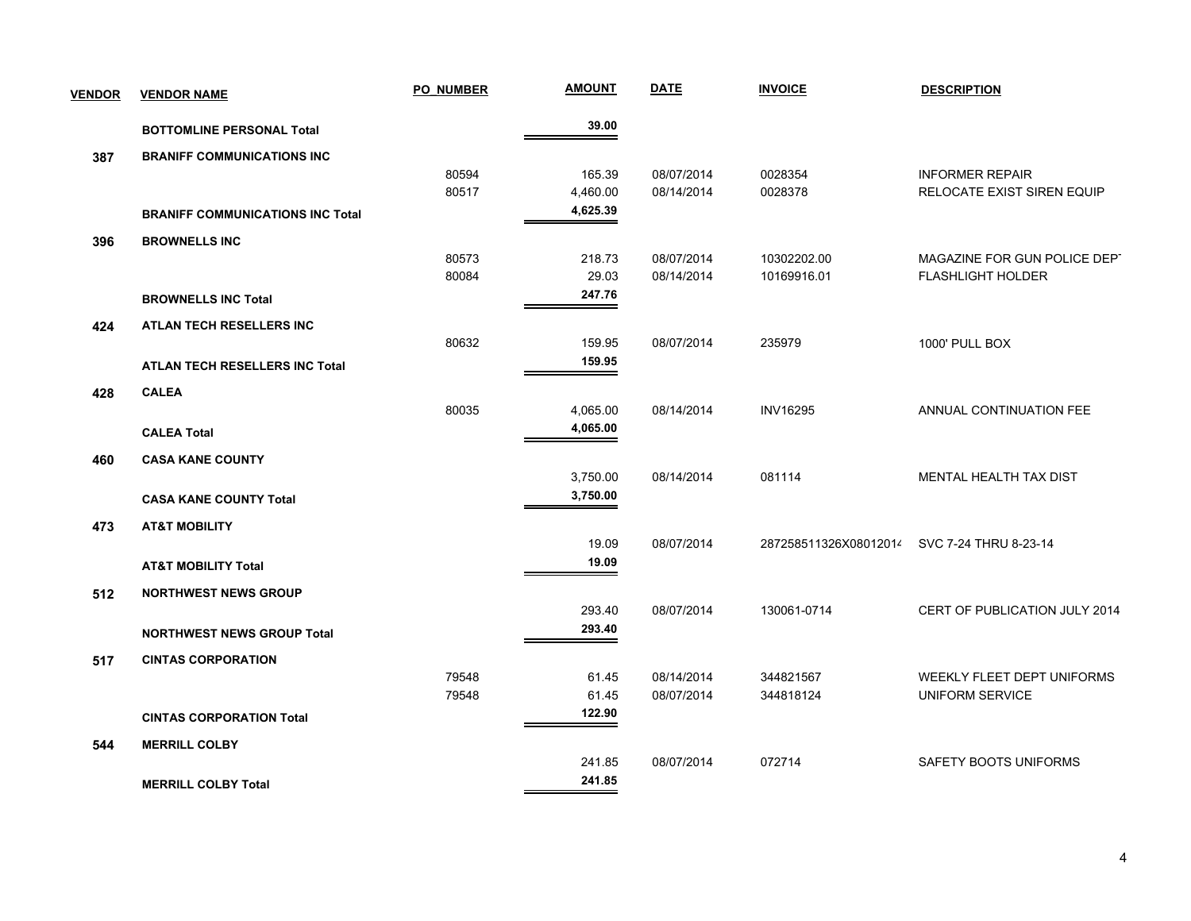| VENDOR | VENDOR NAME | PO_NUMBER | AMOUNT | DATE | INVOICE | DESCRIPTION |
|---|---|---|---|---|---|---|
| | **BOTTOMLINE PERSONAL Total** | | **39.00** | | | |
| **387** | **BRANIFF COMMUNICATIONS INC** | | | | | |
| | | 80594 | 165.39 | 08/07/2014 | 0028354 | INFORMER REPAIR |
| | | 80517 | 4,460.00 | 08/14/2014 | 0028378 | RELOCATE EXIST SIREN EQUIP |
| | **BRANIFF COMMUNICATIONS INC Total** | | **4,625.39** | | | |
| **396** | **BROWNELLS INC** | | | | | |
| | | 80573 | 218.73 | 08/07/2014 | 10302202.00 | MAGAZINE FOR GUN POLICE DEPT |
| | | 80084 | 29.03 | 08/14/2014 | 10169916.01 | FLASHLIGHT HOLDER |
| | **BROWNELLS INC Total** | | **247.76** | | | |
| **424** | **ATLAN TECH RESELLERS INC** | | | | | |
| | | 80632 | 159.95 | 08/07/2014 | 235979 | 1000' PULL BOX |
| | **ATLAN TECH RESELLERS INC Total** | | **159.95** | | | |
| **428** | **CALEA** | | | | | |
| | | 80035 | 4,065.00 | 08/14/2014 | INV16295 | ANNUAL CONTINUATION FEE |
| | **CALEA Total** | | **4,065.00** | | | |
| **460** | **CASA KANE COUNTY** | | | | | |
| | | | 3,750.00 | 08/14/2014 | 081114 | MENTAL HEALTH TAX DIST |
| | **CASA KANE COUNTY Total** | | **3,750.00** | | | |
| **473** | **AT&T MOBILITY** | | | | | |
| | | | 19.09 | 08/07/2014 | 287258511326X08012014 | SVC 7-24 THRU 8-23-14 |
| | **AT&T MOBILITY Total** | | **19.09** | | | |
| **512** | **NORTHWEST NEWS GROUP** | | | | | |
| | | | 293.40 | 08/07/2014 | 130061-0714 | CERT OF PUBLICATION JULY 2014 |
| | **NORTHWEST NEWS GROUP Total** | | **293.40** | | | |
| **517** | **CINTAS CORPORATION** | | | | | |
| | | 79548 | 61.45 | 08/14/2014 | 344821567 | WEEKLY FLEET DEPT UNIFORMS |
| | | 79548 | 61.45 | 08/07/2014 | 344818124 | UNIFORM SERVICE |
| | **CINTAS CORPORATION Total** | | **122.90** | | | |
| **544** | **MERRILL COLBY** | | | | | |
| | | | 241.85 | 08/07/2014 | 072714 | SAFETY BOOTS UNIFORMS |
| | **MERRILL COLBY Total** | | **241.85** | | | |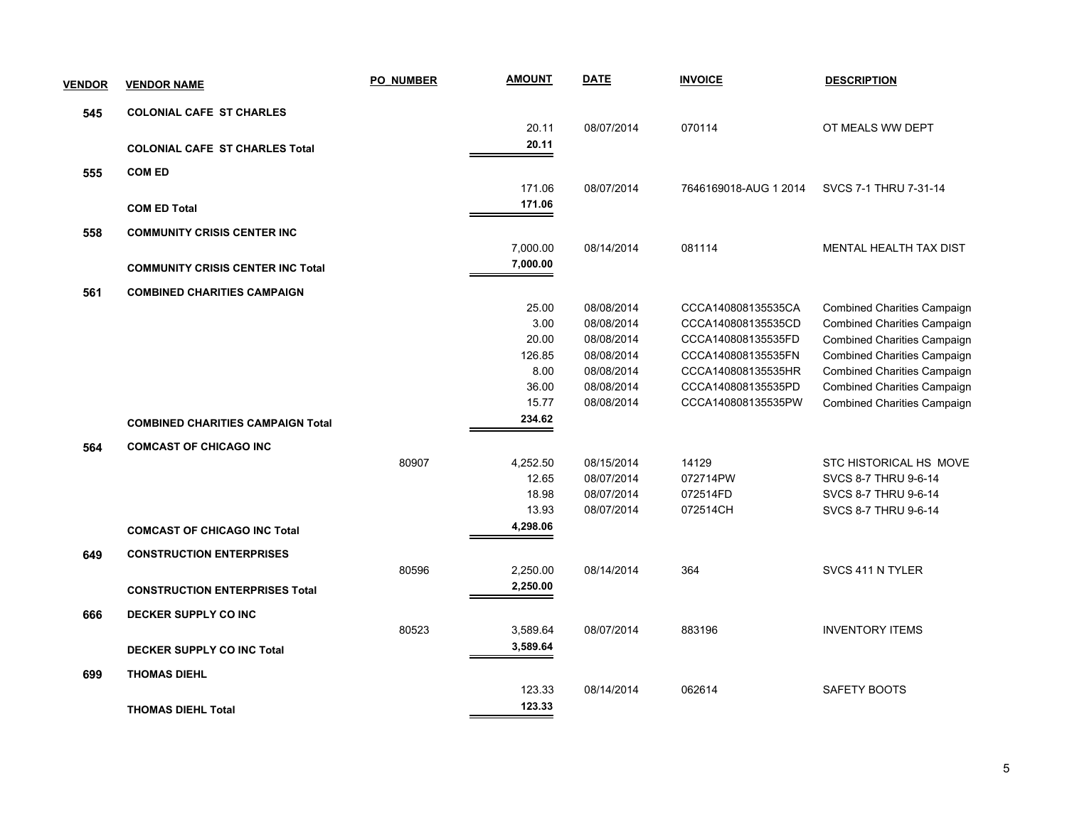| VENDOR | VENDOR NAME | PO_NUMBER | AMOUNT | DATE | INVOICE | DESCRIPTION |
|---|---|---|---|---|---|---|
| 545 | COLONIAL CAFE ST CHARLES | | | | | |
| | | | 20.11 | 08/07/2014 | 070114 | OT MEALS WW DEPT |
| | COLONIAL CAFE ST CHARLES Total | | 20.11 | | | |
| 555 | COM ED | | | | | |
| | | | 171.06 | 08/07/2014 | 7646169018-AUG 1 2014 | SVCS 7-1 THRU 7-31-14 |
| | COM ED Total | | 171.06 | | | |
| 558 | COMMUNITY CRISIS CENTER INC | | | | | |
| | | | 7,000.00 | 08/14/2014 | 081114 | MENTAL HEALTH TAX DIST |
| | COMMUNITY CRISIS CENTER INC Total | | 7,000.00 | | | |
| 561 | COMBINED CHARITIES CAMPAIGN | | | | | |
| | | | 25.00 | 08/08/2014 | CCCA140808135535CA | Combined Charities Campaign |
| | | | 3.00 | 08/08/2014 | CCCA140808135535CD | Combined Charities Campaign |
| | | | 20.00 | 08/08/2014 | CCCA140808135535FD | Combined Charities Campaign |
| | | | 126.85 | 08/08/2014 | CCCA140808135535FN | Combined Charities Campaign |
| | | | 8.00 | 08/08/2014 | CCCA140808135535HR | Combined Charities Campaign |
| | | | 36.00 | 08/08/2014 | CCCA140808135535PD | Combined Charities Campaign |
| | | | 15.77 | 08/08/2014 | CCCA140808135535PW | Combined Charities Campaign |
| | COMBINED CHARITIES CAMPAIGN Total | | 234.62 | | | |
| 564 | COMCAST OF CHICAGO INC | | | | | |
| | | 80907 | 4,252.50 | 08/15/2014 | 14129 | STC HISTORICAL HS MOVE |
| | | | 12.65 | 08/07/2014 | 072714PW | SVCS 8-7 THRU 9-6-14 |
| | | | 18.98 | 08/07/2014 | 072514FD | SVCS 8-7 THRU 9-6-14 |
| | | | 13.93 | 08/07/2014 | 072514CH | SVCS 8-7 THRU 9-6-14 |
| | COMCAST OF CHICAGO INC Total | | 4,298.06 | | | |
| 649 | CONSTRUCTION ENTERPRISES | | | | | |
| | | 80596 | 2,250.00 | 08/14/2014 | 364 | SVCS 411 N TYLER |
| | CONSTRUCTION ENTERPRISES Total | | 2,250.00 | | | |
| 666 | DECKER SUPPLY CO INC | | | | | |
| | | 80523 | 3,589.64 | 08/07/2014 | 883196 | INVENTORY ITEMS |
| | DECKER SUPPLY CO INC Total | | 3,589.64 | | | |
| 699 | THOMAS DIEHL | | | | | |
| | | | 123.33 | 08/14/2014 | 062614 | SAFETY BOOTS |
| | THOMAS DIEHL Total | | 123.33 | | | |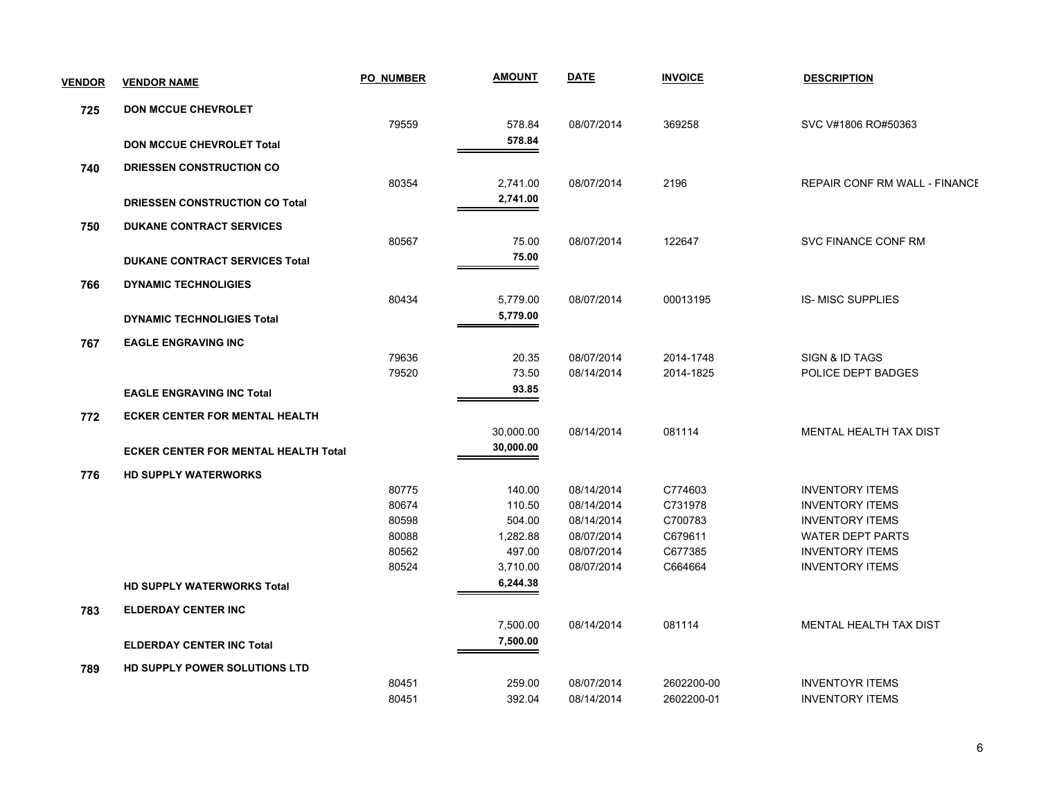| VENDOR | VENDOR NAME | PO_NUMBER | AMOUNT | DATE | INVOICE | DESCRIPTION |
|---|---|---|---|---|---|---|
| 725 | DON MCCUE CHEVROLET | | | | | |
| | | 79559 | 578.84 | 08/07/2014 | 369258 | SVC V#1806 RO#50363 |
| | DON MCCUE CHEVROLET Total | | 578.84 | | | |
| 740 | DRIESSEN CONSTRUCTION CO | | | | | |
| | | 80354 | 2,741.00 | 08/07/2014 | 2196 | REPAIR CONF RM WALL - FINANCE |
| | DRIESSEN CONSTRUCTION CO Total | | 2,741.00 | | | |
| 750 | DUKANE CONTRACT SERVICES | | | | | |
| | | 80567 | 75.00 | 08/07/2014 | 122647 | SVC FINANCE CONF RM |
| | DUKANE CONTRACT SERVICES Total | | 75.00 | | | |
| 766 | DYNAMIC TECHNOLIGIES | | | | | |
| | | 80434 | 5,779.00 | 08/07/2014 | 00013195 | IS- MISC SUPPLIES |
| | DYNAMIC TECHNOLIGIES Total | | 5,779.00 | | | |
| 767 | EAGLE ENGRAVING INC | | | | | |
| | | 79636 | 20.35 | 08/07/2014 | 2014-1748 | SIGN & ID TAGS |
| | | 79520 | 73.50 | 08/14/2014 | 2014-1825 | POLICE DEPT BADGES |
| | EAGLE ENGRAVING INC Total | | 93.85 | | | |
| 772 | ECKER CENTER FOR MENTAL HEALTH | | | | | |
| | | | 30,000.00 | 08/14/2014 | 081114 | MENTAL HEALTH TAX DIST |
| | ECKER CENTER FOR MENTAL HEALTH Total | | 30,000.00 | | | |
| 776 | HD SUPPLY WATERWORKS | | | | | |
| | | 80775 | 140.00 | 08/14/2014 | C774603 | INVENTORY ITEMS |
| | | 80674 | 110.50 | 08/14/2014 | C731978 | INVENTORY ITEMS |
| | | 80598 | 504.00 | 08/14/2014 | C700783 | INVENTORY ITEMS |
| | | 80088 | 1,282.88 | 08/07/2014 | C679611 | WATER DEPT PARTS |
| | | 80562 | 497.00 | 08/07/2014 | C677385 | INVENTORY ITEMS |
| | | 80524 | 3,710.00 | 08/07/2014 | C664664 | INVENTORY ITEMS |
| | HD SUPPLY WATERWORKS Total | | 6,244.38 | | | |
| 783 | ELDERDAY CENTER INC | | | | | |
| | | | 7,500.00 | 08/14/2014 | 081114 | MENTAL HEALTH TAX DIST |
| | ELDERDAY CENTER INC Total | | 7,500.00 | | | |
| 789 | HD SUPPLY POWER SOLUTIONS LTD | | | | | |
| | | 80451 | 259.00 | 08/07/2014 | 2602200-00 | INVENTOYR ITEMS |
| | | 80451 | 392.04 | 08/14/2014 | 2602200-01 | INVENTORY ITEMS |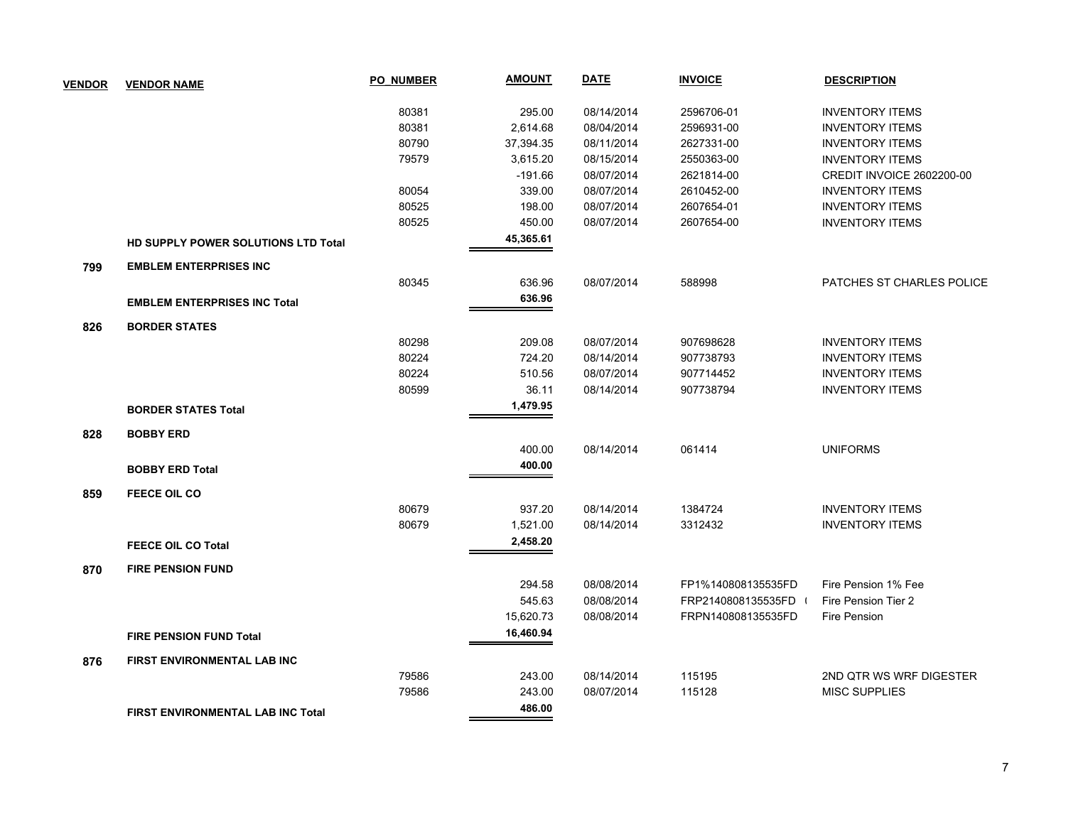| VENDOR | VENDOR NAME | PO_NUMBER | AMOUNT | DATE | INVOICE | DESCRIPTION |
|---|---|---|---|---|---|---|
| | | 80381 | 295.00 | 08/14/2014 | 2596706-01 | INVENTORY ITEMS |
| | | 80381 | 2,614.68 | 08/04/2014 | 2596931-00 | INVENTORY ITEMS |
| | | 80790 | 37,394.35 | 08/11/2014 | 2627331-00 | INVENTORY ITEMS |
| | | 79579 | 3,615.20 | 08/15/2014 | 2550363-00 | INVENTORY ITEMS |
| | | | -191.66 | 08/07/2014 | 2621814-00 | CREDIT INVOICE 2602200-00 |
| | | 80054 | 339.00 | 08/07/2014 | 2610452-00 | INVENTORY ITEMS |
| | | 80525 | 198.00 | 08/07/2014 | 2607654-01 | INVENTORY ITEMS |
| | | 80525 | 450.00 | 08/07/2014 | 2607654-00 | INVENTORY ITEMS |
| | **HD SUPPLY POWER SOLUTIONS LTD Total** | | **45,365.61** | | | |
| **799** | **EMBLEM ENTERPRISES INC** | | | | | |
| | | 80345 | 636.96 | 08/07/2014 | 588998 | PATCHES ST CHARLES POLICE |
| | **EMBLEM ENTERPRISES INC Total** | | **636.96** | | | |
| **826** | **BORDER STATES** | | | | | |
| | | 80298 | 209.08 | 08/07/2014 | 907698628 | INVENTORY ITEMS |
| | | 80224 | 724.20 | 08/14/2014 | 907738793 | INVENTORY ITEMS |
| | | 80224 | 510.56 | 08/07/2014 | 907714452 | INVENTORY ITEMS |
| | | 80599 | 36.11 | 08/14/2014 | 907738794 | INVENTORY ITEMS |
| | **BORDER STATES Total** | | **1,479.95** | | | |
| **828** | **BOBBY ERD** | | | | | |
| | | | 400.00 | 08/14/2014 | 061414 | UNIFORMS |
| | **BOBBY ERD Total** | | **400.00** | | | |
| **859** | **FEECE OIL CO** | | | | | |
| | | 80679 | 937.20 | 08/14/2014 | 1384724 | INVENTORY ITEMS |
| | | 80679 | 1,521.00 | 08/14/2014 | 3312432 | INVENTORY ITEMS |
| | **FEECE OIL CO Total** | | **2,458.20** | | | |
| **870** | **FIRE PENSION FUND** | | | | | |
| | | | 294.58 | 08/08/2014 | FP1%140808135535FD | Fire Pension 1% Fee |
| | | | 545.63 | 08/08/2014 | FRP2140808135535FD ( | Fire Pension Tier 2 |
| | | | 15,620.73 | 08/08/2014 | FRPN140808135535FD | Fire Pension |
| | **FIRE PENSION FUND Total** | | **16,460.94** | | | |
| **876** | **FIRST ENVIRONMENTAL LAB INC** | | | | | |
| | | 79586 | 243.00 | 08/14/2014 | 115195 | 2ND QTR WS WRF DIGESTER |
| | | 79586 | 243.00 | 08/07/2014 | 115128 | MISC SUPPLIES |
| | **FIRST ENVIRONMENTAL LAB INC Total** | | **486.00** | | | |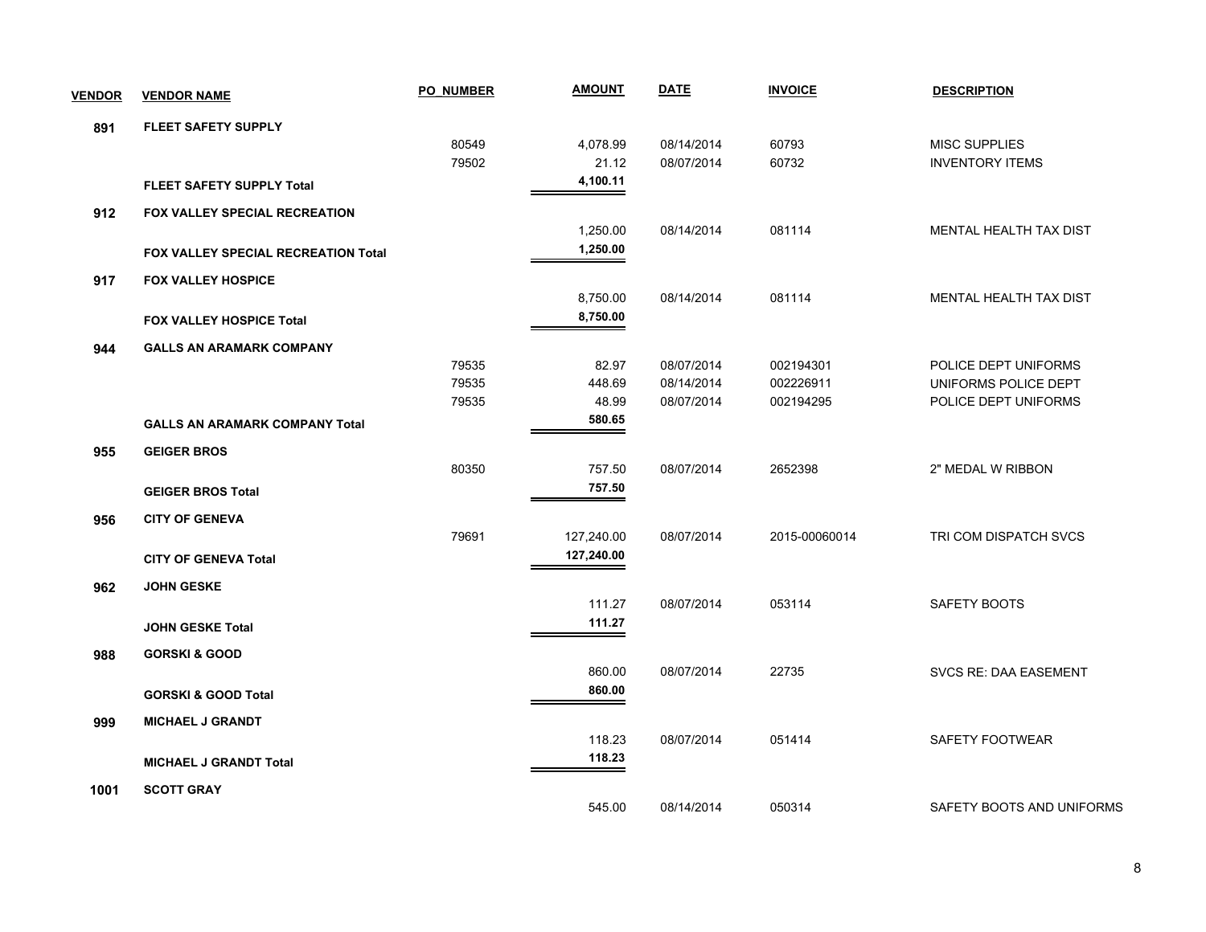| VENDOR | VENDOR NAME | PO_NUMBER | AMOUNT | DATE | INVOICE | DESCRIPTION |
|---|---|---|---|---|---|---|
| **891** | **FLEET SAFETY SUPPLY** | | | | | |
| | | 80549 | 4,078.99 | 08/14/2014 | 60793 | MISC SUPPLIES |
| | | 79502 | 21.12 | 08/07/2014 | 60732 | INVENTORY ITEMS |
| | **FLEET SAFETY SUPPLY Total** | | **4,100.11** | | | |
| **912** | **FOX VALLEY SPECIAL RECREATION** | | | | | |
| | | | 1,250.00 | 08/14/2014 | 081114 | MENTAL HEALTH TAX DIST |
| | **FOX VALLEY SPECIAL RECREATION Total** | | **1,250.00** | | | |
| **917** | **FOX VALLEY HOSPICE** | | | | | |
| | | | 8,750.00 | 08/14/2014 | 081114 | MENTAL HEALTH TAX DIST |
| | **FOX VALLEY HOSPICE Total** | | **8,750.00** | | | |
| **944** | **GALLS AN ARAMARK COMPANY** | | | | | |
| | | 79535 | 82.97 | 08/07/2014 | 002194301 | POLICE DEPT UNIFORMS |
| | | 79535 | 448.69 | 08/14/2014 | 002226911 | UNIFORMS POLICE DEPT |
| | | 79535 | 48.99 | 08/07/2014 | 002194295 | POLICE DEPT UNIFORMS |
| | **GALLS AN ARAMARK COMPANY Total** | | **580.65** | | | |
| **955** | **GEIGER BROS** | | | | | |
| | | 80350 | 757.50 | 08/07/2014 | 2652398 | 2" MEDAL W RIBBON |
| | **GEIGER BROS Total** | | **757.50** | | | |
| **956** | **CITY OF GENEVA** | | | | | |
| | | 79691 | 127,240.00 | 08/07/2014 | 2015-00060014 | TRI COM DISPATCH SVCS |
| | **CITY OF GENEVA Total** | | **127,240.00** | | | |
| **962** | **JOHN GESKE** | | | | | |
| | | | 111.27 | 08/07/2014 | 053114 | SAFETY BOOTS |
| | **JOHN GESKE Total** | | **111.27** | | | |
| **988** | **GORSKI & GOOD** | | | | | |
| | | | 860.00 | 08/07/2014 | 22735 | SVCS RE: DAA EASEMENT |
| | **GORSKI & GOOD Total** | | **860.00** | | | |
| **999** | **MICHAEL J GRANDT** | | | | | |
| | | | 118.23 | 08/07/2014 | 051414 | SAFETY FOOTWEAR |
| | **MICHAEL J GRANDT Total** | | **118.23** | | | |
| **1001** | **SCOTT GRAY** | | | | | |
| | | | 545.00 | 08/14/2014 | 050314 | SAFETY BOOTS AND UNIFORMS |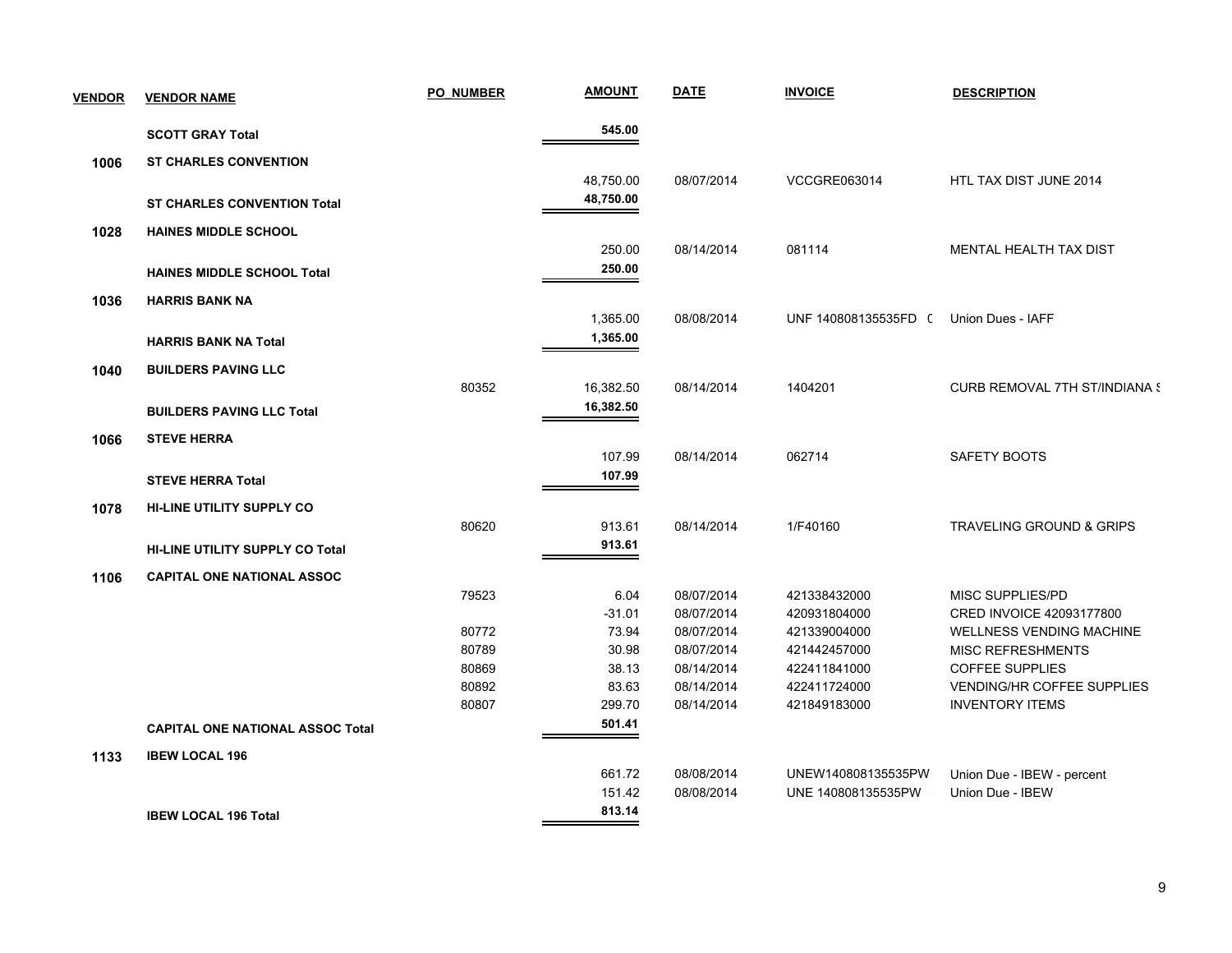| VENDOR | VENDOR NAME | PO_NUMBER | AMOUNT | DATE | INVOICE | DESCRIPTION |
|---|---|---|---|---|---|---|
| | **SCOTT GRAY Total** | | **545.00** | | | |
| 1006 | **ST CHARLES CONVENTION** | | | | | |
| | | | 48,750.00 | 08/07/2014 | VCCGRE063014 | HTL TAX DIST JUNE 2014 |
| | **ST CHARLES CONVENTION Total** | | **48,750.00** | | | |
| 1028 | **HAINES MIDDLE SCHOOL** | | | | | |
| | | | 250.00 | 08/14/2014 | 081114 | MENTAL HEALTH TAX DIST |
| | **HAINES MIDDLE SCHOOL Total** | | **250.00** | | | |
| 1036 | **HARRIS BANK NA** | | | | | |
| | | | 1,365.00 | 08/08/2014 | UNF 140808135535FD ( | Union Dues - IAFF |
| | **HARRIS BANK NA Total** | | **1,365.00** | | | |
| 1040 | **BUILDERS PAVING LLC** | | | | | |
| | | 80352 | 16,382.50 | 08/14/2014 | 1404201 | CURB REMOVAL 7TH ST/INDIANA S |
| | **BUILDERS PAVING LLC Total** | | **16,382.50** | | | |
| 1066 | **STEVE HERRA** | | | | | |
| | | | 107.99 | 08/14/2014 | 062714 | SAFETY BOOTS |
| | **STEVE HERRA Total** | | **107.99** | | | |
| 1078 | **HI-LINE UTILITY SUPPLY CO** | | | | | |
| | | 80620 | 913.61 | 08/14/2014 | 1/F40160 | TRAVELING GROUND & GRIPS |
| | **HI-LINE UTILITY SUPPLY CO Total** | | **913.61** | | | |
| 1106 | **CAPITAL ONE NATIONAL ASSOC** | | | | | |
| | | 79523 | 6.04 | 08/07/2014 | 421338432000 | MISC SUPPLIES/PD |
| | | | -31.01 | 08/07/2014 | 420931804000 | CRED INVOICE 42093177800 |
| | | 80772 | 73.94 | 08/07/2014 | 421339004000 | WELLNESS VENDING MACHINE |
| | | 80789 | 30.98 | 08/07/2014 | 421442457000 | MISC REFRESHMENTS |
| | | 80869 | 38.13 | 08/14/2014 | 422411841000 | COFFEE SUPPLIES |
| | | 80892 | 83.63 | 08/14/2014 | 422411724000 | VENDING/HR COFFEE SUPPLIES |
| | | 80807 | 299.70 | 08/14/2014 | 421849183000 | INVENTORY ITEMS |
| | **CAPITAL ONE NATIONAL ASSOC Total** | | **501.41** | | | |
| 1133 | **IBEW LOCAL 196** | | | | | |
| | | | 661.72 | 08/08/2014 | UNEW140808135535PW | Union Due - IBEW - percent |
| | | | 151.42 | 08/08/2014 | UNE 140808135535PW | Union Due - IBEW |
| | **IBEW LOCAL 196 Total** | | **813.14** | | | |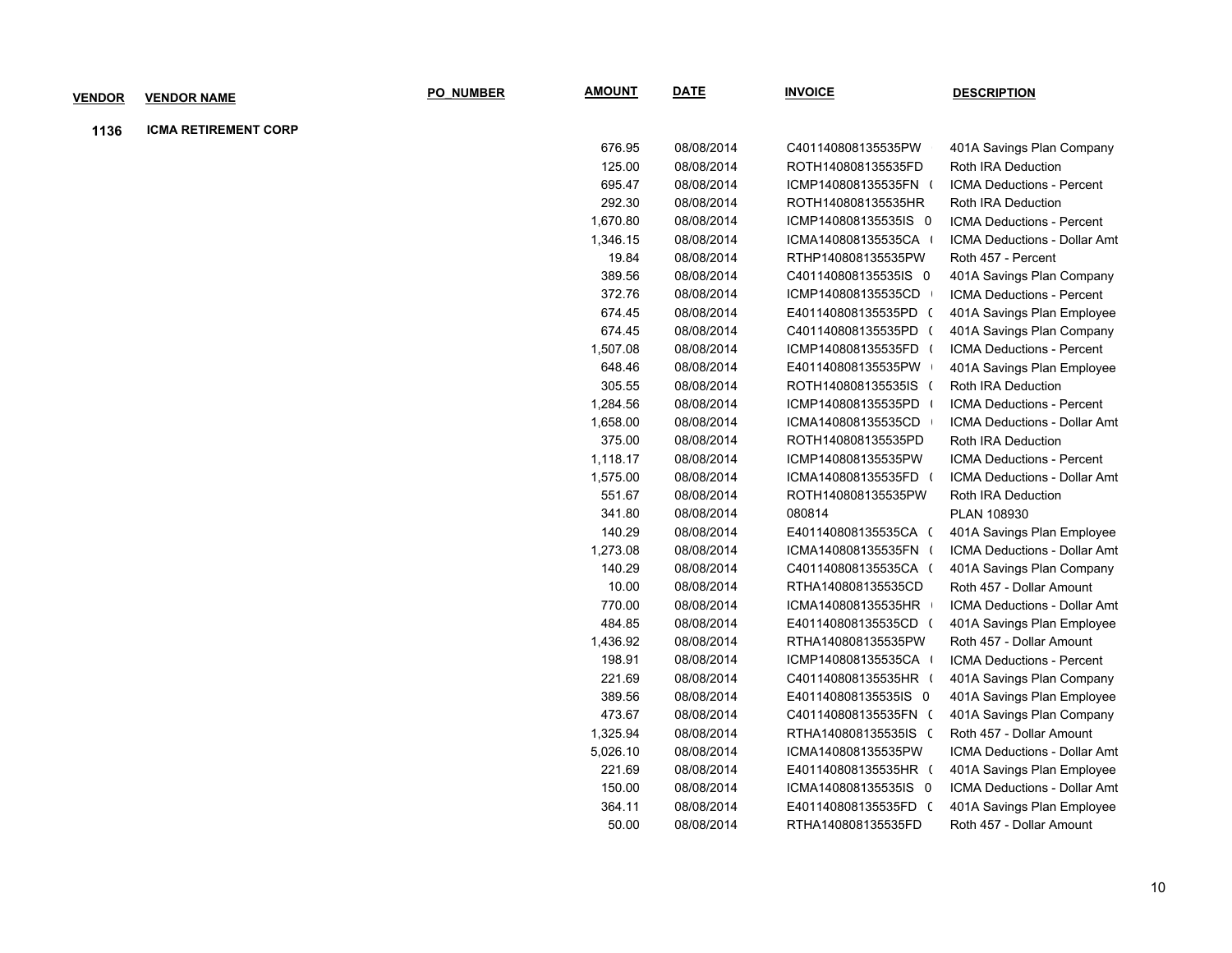| VENDOR | VENDOR NAME | PO_NUMBER | AMOUNT | DATE | INVOICE | DESCRIPTION |
|---|---|---|---|---|---|---|
| 1136 | ICMA RETIREMENT CORP | | | | | |
| | | | 676.95 | 08/08/2014 | C401140808135535PW | 401A Savings Plan Company |
| | | | 125.00 | 08/08/2014 | ROTH140808135535FD | Roth IRA Deduction |
| | | | 695.47 | 08/08/2014 | ICMP140808135535FN ( | ICMA Deductions - Percent |
| | | | 292.30 | 08/08/2014 | ROTH140808135535HR | Roth IRA Deduction |
| | | | 1,670.80 | 08/08/2014 | ICMP140808135535IS 0 | ICMA Deductions - Percent |
| | | | 1,346.15 | 08/08/2014 | ICMA140808135535CA ( | ICMA Deductions - Dollar Amt |
| | | | 19.84 | 08/08/2014 | RTHP140808135535PW | Roth 457 - Percent |
| | | | 389.56 | 08/08/2014 | C401140808135535IS 0 | 401A Savings Plan Company |
| | | | 372.76 | 08/08/2014 | ICMP140808135535CD ( | ICMA Deductions - Percent |
| | | | 674.45 | 08/08/2014 | E401140808135535PD ( | 401A Savings Plan Employee |
| | | | 674.45 | 08/08/2014 | C401140808135535PD ( | 401A Savings Plan Company |
| | | | 1,507.08 | 08/08/2014 | ICMP140808135535FD ( | ICMA Deductions - Percent |
| | | | 648.46 | 08/08/2014 | E401140808135535PW ( | 401A Savings Plan Employee |
| | | | 305.55 | 08/08/2014 | ROTH140808135535IS ( | Roth IRA Deduction |
| | | | 1,284.56 | 08/08/2014 | ICMP140808135535PD ( | ICMA Deductions - Percent |
| | | | 1,658.00 | 08/08/2014 | ICMA140808135535CD ( | ICMA Deductions - Dollar Amt |
| | | | 375.00 | 08/08/2014 | ROTH140808135535PD | Roth IRA Deduction |
| | | | 1,118.17 | 08/08/2014 | ICMP140808135535PW | ICMA Deductions - Percent |
| | | | 1,575.00 | 08/08/2014 | ICMA140808135535FD ( | ICMA Deductions - Dollar Amt |
| | | | 551.67 | 08/08/2014 | ROTH140808135535PW | Roth IRA Deduction |
| | | | 341.80 | 08/08/2014 | 080814 | PLAN 108930 |
| | | | 140.29 | 08/08/2014 | E401140808135535CA ( | 401A Savings Plan Employee |
| | | | 1,273.08 | 08/08/2014 | ICMA140808135535FN ( | ICMA Deductions - Dollar Amt |
| | | | 140.29 | 08/08/2014 | C401140808135535CA ( | 401A Savings Plan Company |
| | | | 10.00 | 08/08/2014 | RTHA140808135535CD | Roth 457 - Dollar Amount |
| | | | 770.00 | 08/08/2014 | ICMA140808135535HR ( | ICMA Deductions - Dollar Amt |
| | | | 484.85 | 08/08/2014 | E401140808135535CD ( | 401A Savings Plan Employee |
| | | | 1,436.92 | 08/08/2014 | RTHA140808135535PW | Roth 457 - Dollar Amount |
| | | | 198.91 | 08/08/2014 | ICMP140808135535CA ( | ICMA Deductions - Percent |
| | | | 221.69 | 08/08/2014 | C401140808135535HR ( | 401A Savings Plan Company |
| | | | 389.56 | 08/08/2014 | E401140808135535IS 0 | 401A Savings Plan Employee |
| | | | 473.67 | 08/08/2014 | C401140808135535FN ( | 401A Savings Plan Company |
| | | | 1,325.94 | 08/08/2014 | RTHA140808135535IS ( | Roth 457 - Dollar Amount |
| | | | 5,026.10 | 08/08/2014 | ICMA140808135535PW | ICMA Deductions - Dollar Amt |
| | | | 221.69 | 08/08/2014 | E401140808135535HR ( | 401A Savings Plan Employee |
| | | | 150.00 | 08/08/2014 | ICMA140808135535IS 0 | ICMA Deductions - Dollar Amt |
| | | | 364.11 | 08/08/2014 | E401140808135535FD ( | 401A Savings Plan Employee |
| | | | 50.00 | 08/08/2014 | RTHA140808135535FD | Roth 457 - Dollar Amount |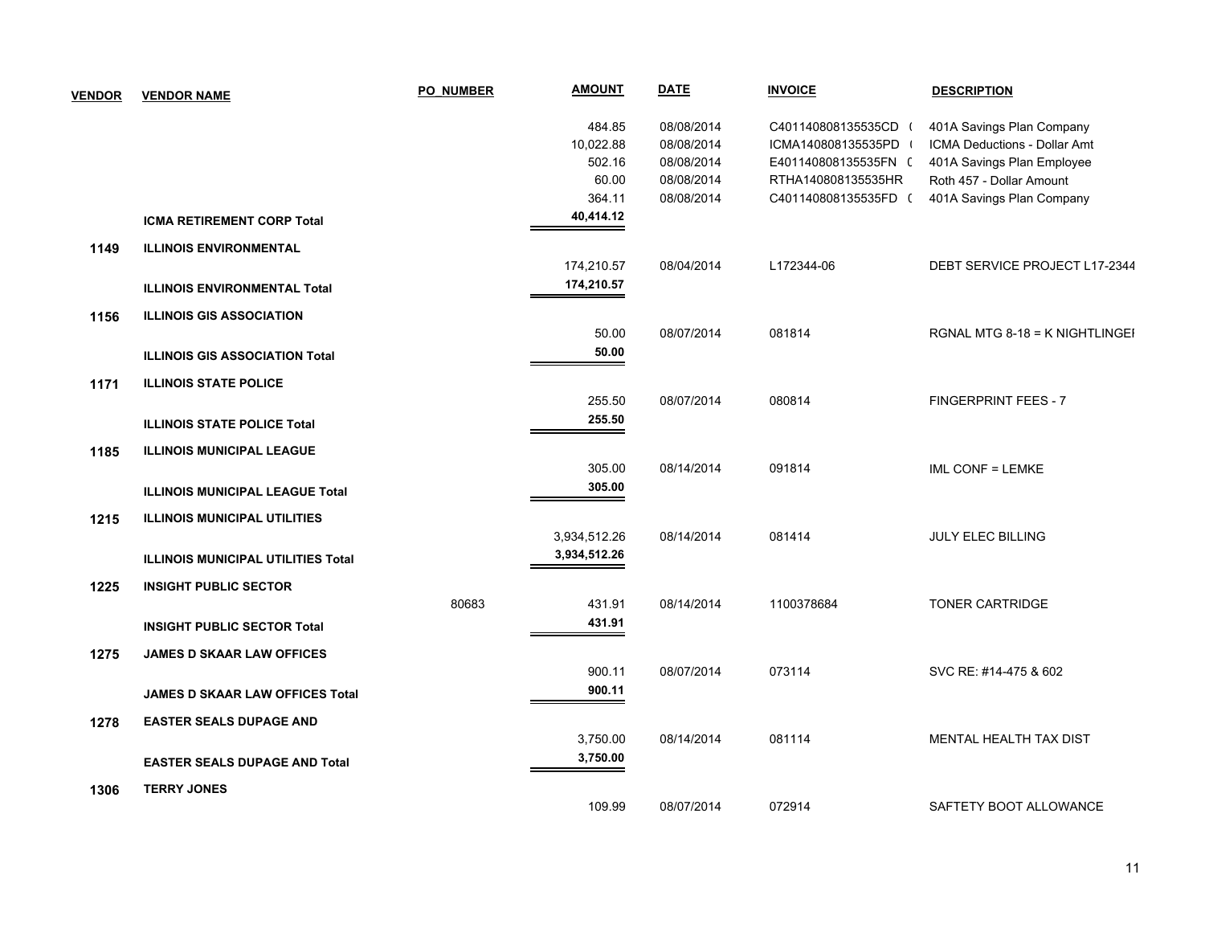| VENDOR | VENDOR NAME | PO_NUMBER | AMOUNT | DATE | INVOICE | DESCRIPTION |
|---|---|---|---|---|---|---|
| | | | 484.85 | 08/08/2014 | C401140808135535CD ( | 401A Savings Plan Company |
| | | | 10,022.88 | 08/08/2014 | ICMA140808135535PD ( | ICMA Deductions - Dollar Amt |
| | | | 502.16 | 08/08/2014 | E401140808135535FN ( | 401A Savings Plan Employee |
| | | | 60.00 | 08/08/2014 | RTHA140808135535HR | Roth 457 - Dollar Amount |
| | | | 364.11 | 08/08/2014 | C401140808135535FD ( | 401A Savings Plan Company |
| | **ICMA RETIREMENT CORP Total** | | **40,414.12** | | | |
| **1149** | **ILLINOIS ENVIRONMENTAL** | | | | | |
| | | | 174,210.57 | 08/04/2014 | L172344-06 | DEBT SERVICE PROJECT L17-2344 |
| | **ILLINOIS ENVIRONMENTAL Total** | | **174,210.57** | | | |
| **1156** | **ILLINOIS GIS ASSOCIATION** | | | | | |
| | | | 50.00 | 08/07/2014 | 081814 | RGNAL MTG 8-18 = K NIGHTLINGEI |
| | **ILLINOIS GIS ASSOCIATION Total** | | **50.00** | | | |
| **1171** | **ILLINOIS STATE POLICE** | | | | | |
| | | | 255.50 | 08/07/2014 | 080814 | FINGERPRINT FEES - 7 |
| | **ILLINOIS STATE POLICE Total** | | **255.50** | | | |
| **1185** | **ILLINOIS MUNICIPAL LEAGUE** | | | | | |
| | | | 305.00 | 08/14/2014 | 091814 | IML CONF = LEMKE |
| | **ILLINOIS MUNICIPAL LEAGUE Total** | | **305.00** | | | |
| **1215** | **ILLINOIS MUNICIPAL UTILITIES** | | | | | |
| | | | 3,934,512.26 | 08/14/2014 | 081414 | JULY ELEC BILLING |
| | **ILLINOIS MUNICIPAL UTILITIES Total** | | **3,934,512.26** | | | |
| **1225** | **INSIGHT PUBLIC SECTOR** | | | | | |
| | | 80683 | 431.91 | 08/14/2014 | 1100378684 | TONER CARTRIDGE |
| | **INSIGHT PUBLIC SECTOR Total** | | **431.91** | | | |
| **1275** | **JAMES D SKAAR LAW OFFICES** | | | | | |
| | | | 900.11 | 08/07/2014 | 073114 | SVC RE: #14-475 & 602 |
| | **JAMES D SKAAR LAW OFFICES Total** | | **900.11** | | | |
| **1278** | **EASTER SEALS DUPAGE AND** | | | | | |
| | | | 3,750.00 | 08/14/2014 | 081114 | MENTAL HEALTH TAX DIST |
| | **EASTER SEALS DUPAGE AND Total** | | **3,750.00** | | | |
| **1306** | **TERRY JONES** | | | | | |
| | | | 109.99 | 08/07/2014 | 072914 | SAFTETY BOOT ALLOWANCE |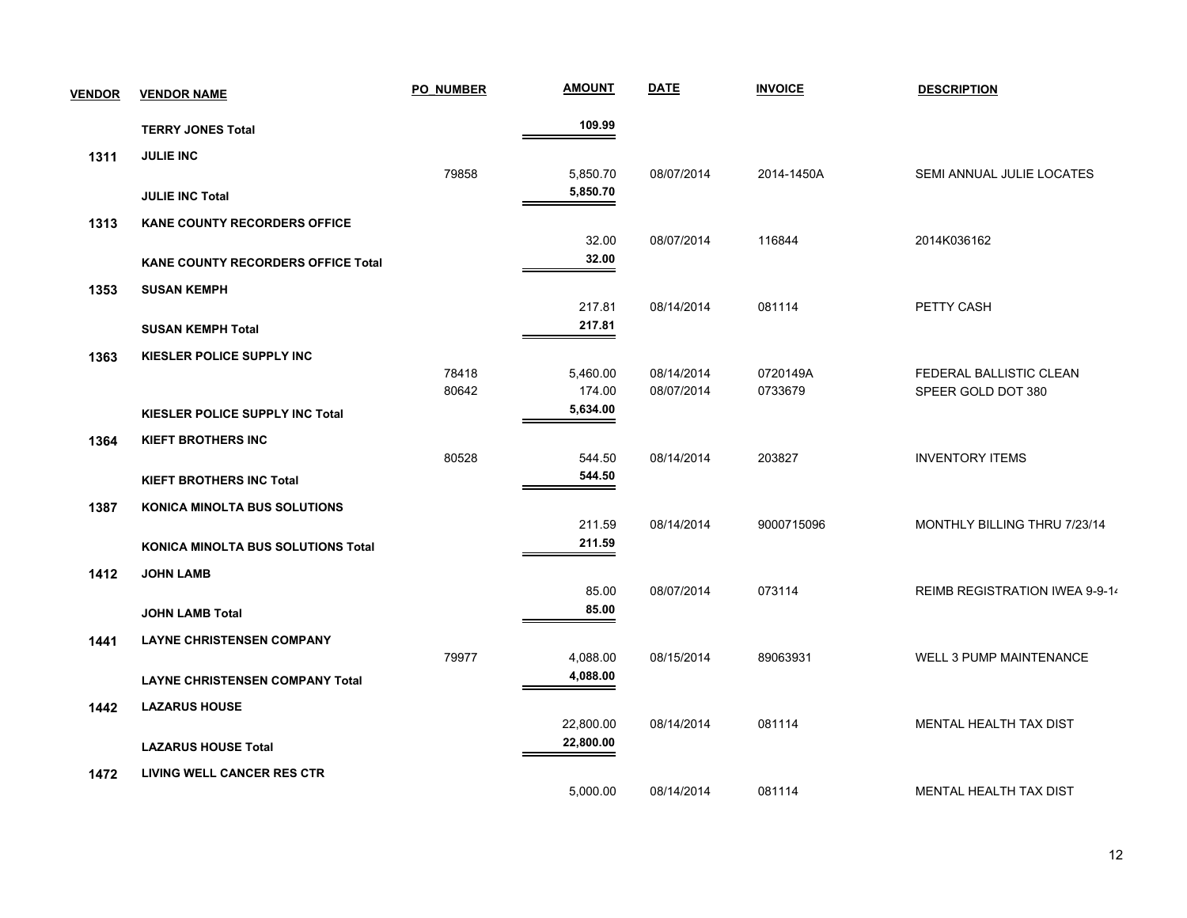| VENDOR | VENDOR NAME | PO_NUMBER | AMOUNT | DATE | INVOICE | DESCRIPTION |
|---|---|---|---|---|---|---|
| | **TERRY JONES Total** | | **109.99** | | | |
| 1311 | **JULIE INC** | | | | | |
| | | 79858 | 5,850.70 | 08/07/2014 | 2014-1450A | SEMI ANNUAL JULIE LOCATES |
| | **JULIE INC Total** | | **5,850.70** | | | |
| 1313 | **KANE COUNTY RECORDERS OFFICE** | | | | | |
| | | | 32.00 | 08/07/2014 | 116844 | 2014K036162 |
| | **KANE COUNTY RECORDERS OFFICE Total** | | **32.00** | | | |
| 1353 | **SUSAN KEMPH** | | | | | |
| | | | 217.81 | 08/14/2014 | 081114 | PETTY CASH |
| | **SUSAN KEMPH Total** | | **217.81** | | | |
| 1363 | **KIESLER POLICE SUPPLY INC** | | | | | |
| | | 78418 | 5,460.00 | 08/14/2014 | 0720149A | FEDERAL BALLISTIC CLEAN |
| | | 80642 | 174.00 | 08/07/2014 | 0733679 | SPEER GOLD DOT 380 |
| | **KIESLER POLICE SUPPLY INC Total** | | **5,634.00** | | | |
| 1364 | **KIEFT BROTHERS INC** | | | | | |
| | | 80528 | 544.50 | 08/14/2014 | 203827 | INVENTORY ITEMS |
| | **KIEFT BROTHERS INC Total** | | **544.50** | | | |
| 1387 | **KONICA MINOLTA BUS SOLUTIONS** | | | | | |
| | | | 211.59 | 08/14/2014 | 9000715096 | MONTHLY BILLING THRU 7/23/14 |
| | **KONICA MINOLTA BUS SOLUTIONS Total** | | **211.59** | | | |
| 1412 | **JOHN LAMB** | | | | | |
| | | | 85.00 | 08/07/2014 | 073114 | REIMB REGISTRATION IWEA 9-9-14 |
| | **JOHN LAMB Total** | | **85.00** | | | |
| 1441 | **LAYNE CHRISTENSEN COMPANY** | | | | | |
| | | 79977 | 4,088.00 | 08/15/2014 | 89063931 | WELL 3 PUMP MAINTENANCE |
| | **LAYNE CHRISTENSEN COMPANY Total** | | **4,088.00** | | | |
| 1442 | **LAZARUS HOUSE** | | | | | |
| | | | 22,800.00 | 08/14/2014 | 081114 | MENTAL HEALTH TAX DIST |
| | **LAZARUS HOUSE Total** | | **22,800.00** | | | |
| 1472 | **LIVING WELL CANCER RES CTR** | | | | | |
| | | | 5,000.00 | 08/14/2014 | 081114 | MENTAL HEALTH TAX DIST |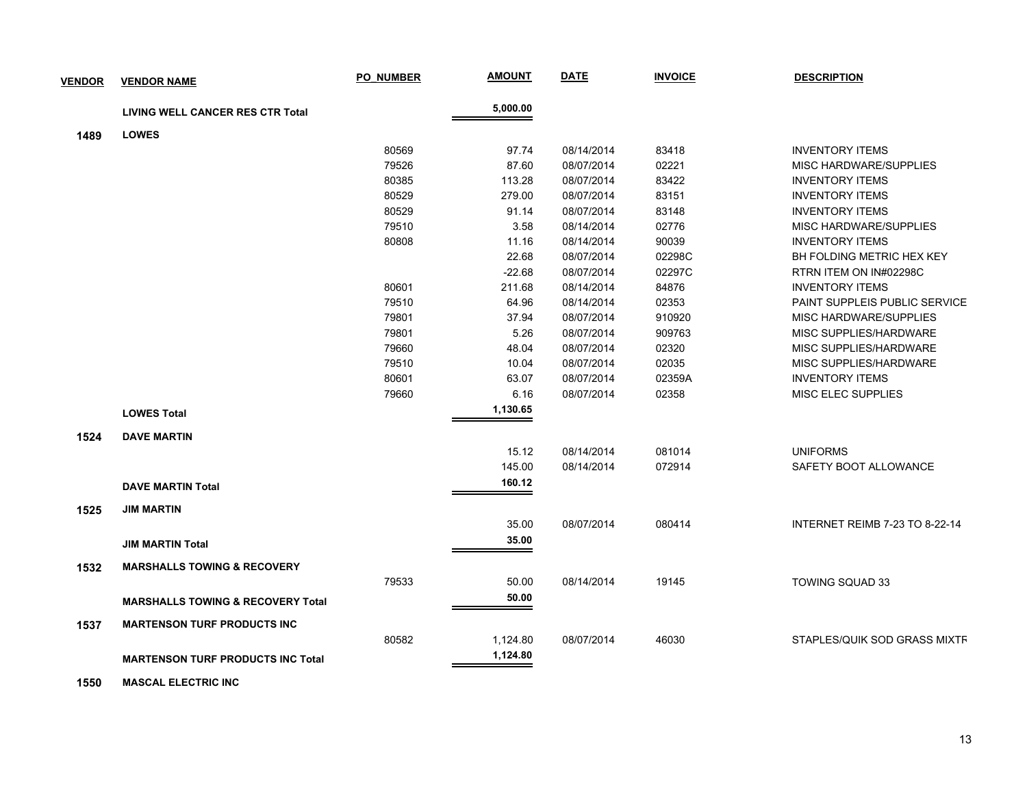| VENDOR | VENDOR NAME | PO_NUMBER | AMOUNT | DATE | INVOICE | DESCRIPTION |
|---|---|---|---|---|---|---|
| | **LIVING WELL CANCER RES CTR Total** | | **5,000.00** | | | |
| **1489** | **LOWES** | | | | | |
| | | 80569 | 97.74 | 08/14/2014 | 83418 | INVENTORY ITEMS |
| | | 79526 | 87.60 | 08/07/2014 | 02221 | MISC HARDWARE/SUPPLIES |
| | | 80385 | 113.28 | 08/07/2014 | 83422 | INVENTORY ITEMS |
| | | 80529 | 279.00 | 08/07/2014 | 83151 | INVENTORY ITEMS |
| | | 80529 | 91.14 | 08/07/2014 | 83148 | INVENTORY ITEMS |
| | | 79510 | 3.58 | 08/14/2014 | 02776 | MISC HARDWARE/SUPPLIES |
| | | 80808 | 11.16 | 08/14/2014 | 90039 | INVENTORY ITEMS |
| | | | 22.68 | 08/07/2014 | 02298C | BH FOLDING METRIC HEX KEY |
| | | | -22.68 | 08/07/2014 | 02297C | RTRN ITEM ON IN#02298C |
| | | 80601 | 211.68 | 08/14/2014 | 84876 | INVENTORY ITEMS |
| | | 79510 | 64.96 | 08/14/2014 | 02353 | PAINT SUPPLEIS PUBLIC SERVICE |
| | | 79801 | 37.94 | 08/07/2014 | 910920 | MISC HARDWARE/SUPPLIES |
| | | 79801 | 5.26 | 08/07/2014 | 909763 | MISC SUPPLIES/HARDWARE |
| | | 79660 | 48.04 | 08/07/2014 | 02320 | MISC SUPPLIES/HARDWARE |
| | | 79510 | 10.04 | 08/07/2014 | 02035 | MISC SUPPLIES/HARDWARE |
| | | 80601 | 63.07 | 08/07/2014 | 02359A | INVENTORY ITEMS |
| | | 79660 | 6.16 | 08/07/2014 | 02358 | MISC ELEC SUPPLIES |
| | **LOWES Total** | | **1,130.65** | | | |
| **1524** | **DAVE MARTIN** | | | | | |
| | | | 15.12 | 08/14/2014 | 081014 | UNIFORMS |
| | | | 145.00 | 08/14/2014 | 072914 | SAFETY BOOT ALLOWANCE |
| | **DAVE MARTIN Total** | | **160.12** | | | |
| **1525** | **JIM MARTIN** | | | | | |
| | | | 35.00 | 08/07/2014 | 080414 | INTERNET REIMB 7-23 TO 8-22-14 |
| | **JIM MARTIN Total** | | **35.00** | | | |
| **1532** | **MARSHALLS TOWING & RECOVERY** | | | | | |
| | | 79533 | 50.00 | 08/14/2014 | 19145 | TOWING SQUAD 33 |
| | **MARSHALLS TOWING & RECOVERY Total** | | **50.00** | | | |
| **1537** | **MARTENSON TURF PRODUCTS INC** | | | | | |
| | | 80582 | 1,124.80 | 08/07/2014 | 46030 | STAPLES/QUIK SOD GRASS MIXTR |
| | **MARTENSON TURF PRODUCTS INC Total** | | **1,124.80** | | | |
| **1550** | **MASCAL ELECTRIC INC** | | | | | |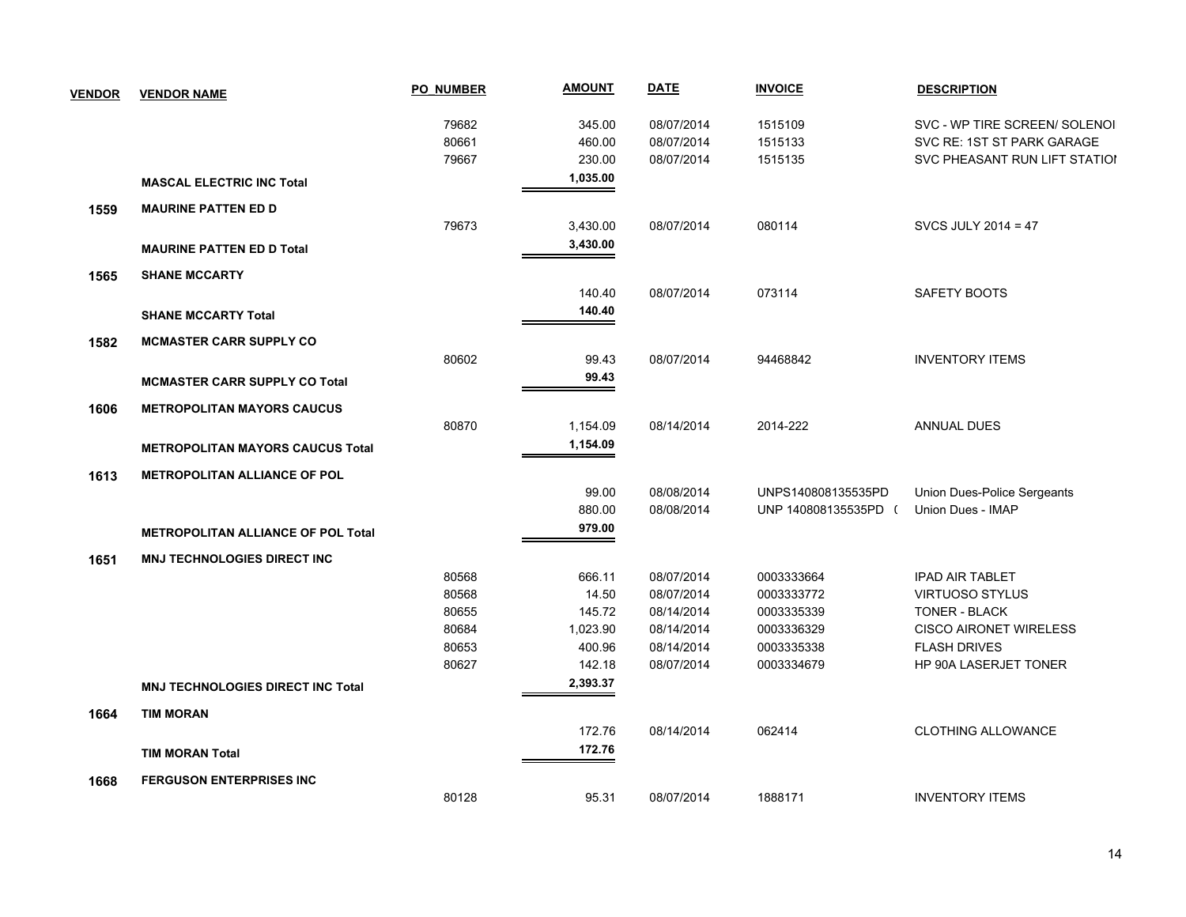| VENDOR | VENDOR NAME | PO NUMBER | AMOUNT | DATE | INVOICE | DESCRIPTION |
|---|---|---|---|---|---|---|
| | | 79682 | 345.00 | 08/07/2014 | 1515109 | SVC - WP TIRE SCREEN/ SOLENOI |
| | | 80661 | 460.00 | 08/07/2014 | 1515133 | SVC RE: 1ST ST PARK GARAGE |
| | | 79667 | 230.00 | 08/07/2014 | 1515135 | SVC PHEASANT RUN LIFT STATIOI |
| | **MASCAL ELECTRIC INC Total** | | **1,035.00** | | | |
| **1559** | **MAURINE PATTEN ED D** | | | | | |
| | | 79673 | 3,430.00 | 08/07/2014 | 080114 | SVCS JULY 2014 = 47 |
| | **MAURINE PATTEN ED D Total** | | **3,430.00** | | | |
| **1565** | **SHANE MCCARTY** | | | | | |
| | | | 140.40 | 08/07/2014 | 073114 | SAFETY BOOTS |
| | **SHANE MCCARTY Total** | | **140.40** | | | |
| **1582** | **MCMASTER CARR SUPPLY CO** | | | | | |
| | | 80602 | 99.43 | 08/07/2014 | 94468842 | INVENTORY ITEMS |
| | **MCMASTER CARR SUPPLY CO Total** | | **99.43** | | | |
| **1606** | **METROPOLITAN MAYORS CAUCUS** | | | | | |
| | | 80870 | 1,154.09 | 08/14/2014 | 2014-222 | ANNUAL DUES |
| | **METROPOLITAN MAYORS CAUCUS Total** | | **1,154.09** | | | |
| **1613** | **METROPOLITAN ALLIANCE OF POL** | | | | | |
| | | | 99.00 | 08/08/2014 | UNPS140808135535PD | Union Dues-Police Sergeants |
| | | | 880.00 | 08/08/2014 | UNP 140808135535PD ( | Union Dues - IMAP |
| | **METROPOLITAN ALLIANCE OF POL Total** | | **979.00** | | | |
| **1651** | **MNJ TECHNOLOGIES DIRECT INC** | | | | | |
| | | 80568 | 666.11 | 08/07/2014 | 0003333664 | IPAD AIR TABLET |
| | | 80568 | 14.50 | 08/07/2014 | 0003333772 | VIRTUOSO STYLUS |
| | | 80655 | 145.72 | 08/14/2014 | 0003335339 | TONER - BLACK |
| | | 80684 | 1,023.90 | 08/14/2014 | 0003336329 | CISCO AIRONET WIRELESS |
| | | 80653 | 400.96 | 08/14/2014 | 0003335338 | FLASH DRIVES |
| | | 80627 | 142.18 | 08/07/2014 | 0003334679 | HP 90A LASERJET TONER |
| | **MNJ TECHNOLOGIES DIRECT INC Total** | | **2,393.37** | | | |
| **1664** | **TIM MORAN** | | | | | |
| | | | 172.76 | 08/14/2014 | 062414 | CLOTHING ALLOWANCE |
| | **TIM MORAN Total** | | **172.76** | | | |
| **1668** | **FERGUSON ENTERPRISES INC** | | | | | |
| | | 80128 | 95.31 | 08/07/2014 | 1888171 | INVENTORY ITEMS |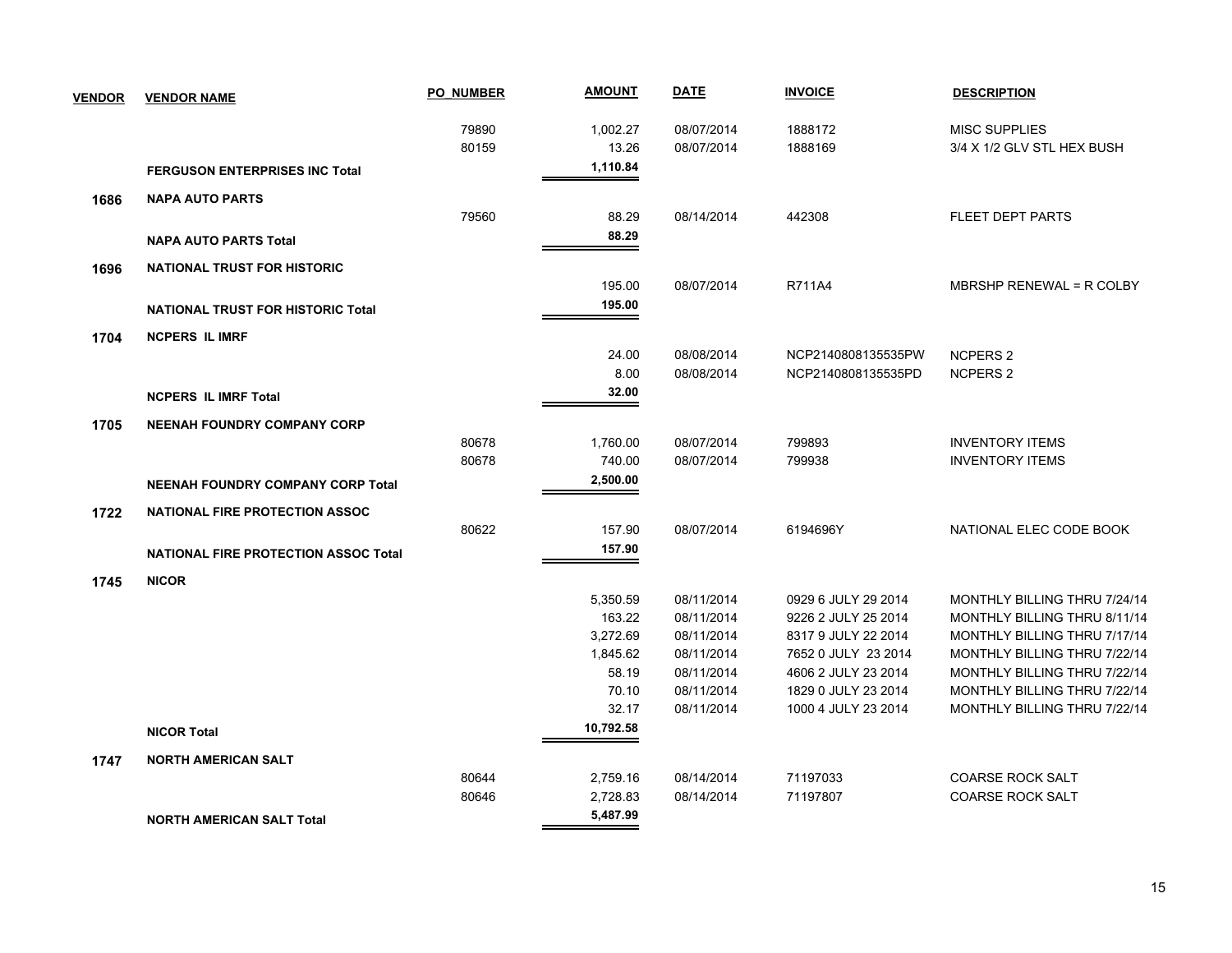| VENDOR | VENDOR NAME | PO NUMBER | AMOUNT | DATE | INVOICE | DESCRIPTION |
|---|---|---|---|---|---|---|
| | | 79890 | 1,002.27 | 08/07/2014 | 1888172 | MISC SUPPLIES |
| | | 80159 | 13.26 | 08/07/2014 | 1888169 | 3/4 X 1/2 GLV STL HEX BUSH |
| | **FERGUSON ENTERPRISES INC Total** | | **1,110.84** | | | |
| **1686** | **NAPA AUTO PARTS** | | | | | |
| | | 79560 | 88.29 | 08/14/2014 | 442308 | FLEET DEPT PARTS |
| | **NAPA AUTO PARTS Total** | | **88.29** | | | |
| **1696** | **NATIONAL TRUST FOR HISTORIC** | | | | | |
| | | | 195.00 | 08/07/2014 | R711A4 | MBRSHP RENEWAL = R COLBY |
| | **NATIONAL TRUST FOR HISTORIC Total** | | **195.00** | | | |
| **1704** | **NCPERS IL IMRF** | | | | | |
| | | | 24.00 | 08/08/2014 | NCP2140808135535PW | NCPERS 2 |
| | | | 8.00 | 08/08/2014 | NCP2140808135535PD | NCPERS 2 |
| | **NCPERS IL IMRF Total** | | **32.00** | | | |
| **1705** | **NEENAH FOUNDRY COMPANY CORP** | | | | | |
| | | 80678 | 1,760.00 | 08/07/2014 | 799893 | INVENTORY ITEMS |
| | | 80678 | 740.00 | 08/07/2014 | 799938 | INVENTORY ITEMS |
| | **NEENAH FOUNDRY COMPANY CORP Total** | | **2,500.00** | | | |
| **1722** | **NATIONAL FIRE PROTECTION ASSOC** | | | | | |
| | | 80622 | 157.90 | 08/07/2014 | 6194696Y | NATIONAL ELEC CODE BOOK |
| | **NATIONAL FIRE PROTECTION ASSOC Total** | | **157.90** | | | |
| **1745** | **NICOR** | | | | | |
| | | | 5,350.59 | 08/11/2014 | 0929 6 JULY 29 2014 | MONTHLY BILLING THRU 7/24/14 |
| | | | 163.22 | 08/11/2014 | 9226 2 JULY 25 2014 | MONTHLY BILLING THRU 8/11/14 |
| | | | 3,272.69 | 08/11/2014 | 8317 9 JULY 22 2014 | MONTHLY BILLING THRU 7/17/14 |
| | | | 1,845.62 | 08/11/2014 | 7652 0 JULY 23 2014 | MONTHLY BILLING THRU 7/22/14 |
| | | | 58.19 | 08/11/2014 | 4606 2 JULY 23 2014 | MONTHLY BILLING THRU 7/22/14 |
| | | | 70.10 | 08/11/2014 | 1829 0 JULY 23 2014 | MONTHLY BILLING THRU 7/22/14 |
| | | | 32.17 | 08/11/2014 | 1000 4 JULY 23 2014 | MONTHLY BILLING THRU 7/22/14 |
| | **NICOR Total** | | **10,792.58** | | | |
| **1747** | **NORTH AMERICAN SALT** | | | | | |
| | | 80644 | 2,759.16 | 08/14/2014 | 71197033 | COARSE ROCK SALT |
| | | 80646 | 2,728.83 | 08/14/2014 | 71197807 | COARSE ROCK SALT |
| | **NORTH AMERICAN SALT Total** | | **5,487.99** | | | |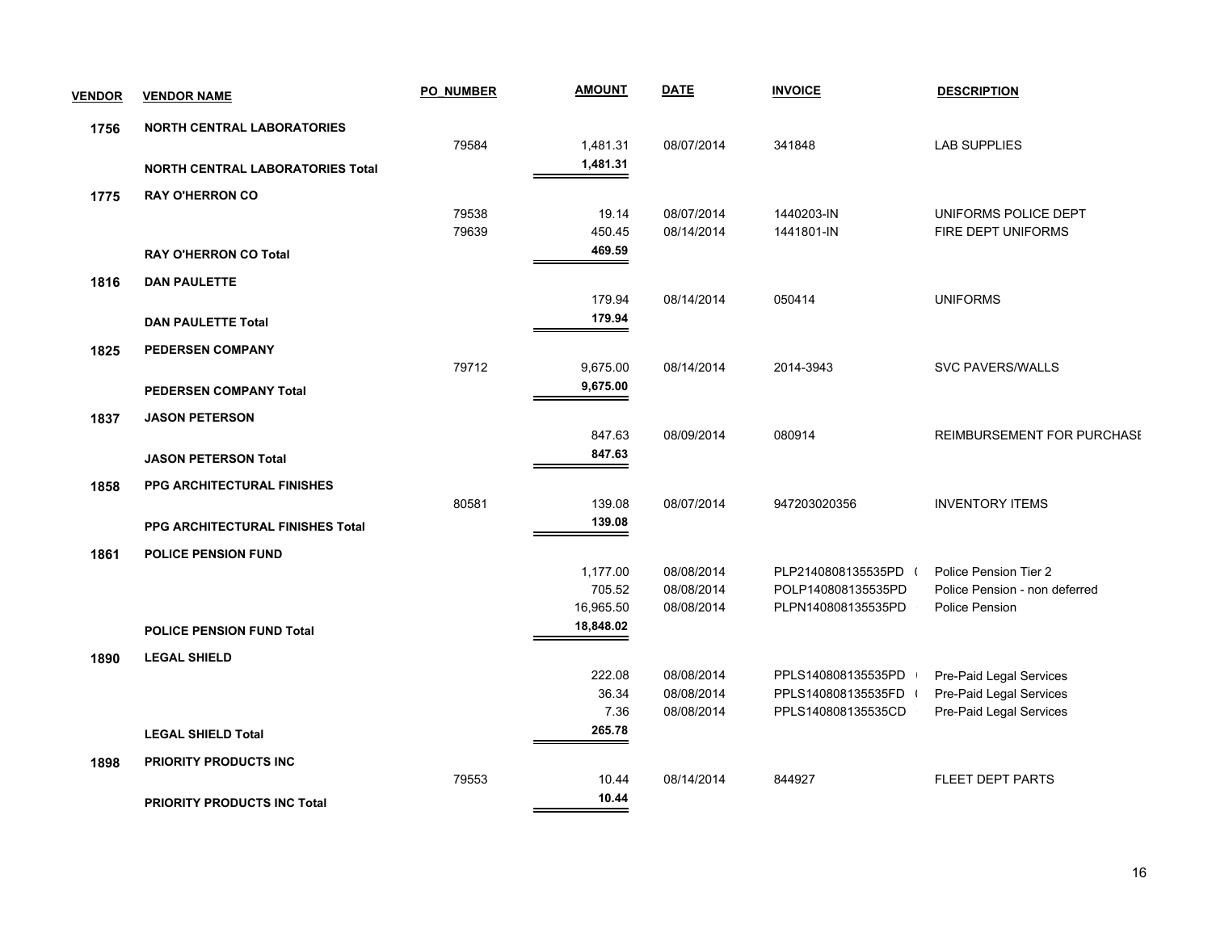| VENDOR | VENDOR NAME | PO_NUMBER | AMOUNT | DATE | INVOICE | DESCRIPTION |
|---|---|---|---|---|---|---|
| 1756 | NORTH CENTRAL LABORATORIES | | | | | |
| | | 79584 | 1,481.31 | 08/07/2014 | 341848 | LAB SUPPLIES |
| | **NORTH CENTRAL LABORATORIES Total** | | **1,481.31** | | | |
| 1775 | RAY O'HERRON CO | | | | | |
| | | 79538 | 19.14 | 08/07/2014 | 1440203-IN | UNIFORMS POLICE DEPT |
| | | 79639 | 450.45 | 08/14/2014 | 1441801-IN | FIRE DEPT UNIFORMS |
| | **RAY O'HERRON CO Total** | | **469.59** | | | |
| 1816 | DAN PAULETTE | | | | | |
| | | | 179.94 | 08/14/2014 | 050414 | UNIFORMS |
| | **DAN PAULETTE Total** | | **179.94** | | | |
| 1825 | PEDERSEN COMPANY | | | | | |
| | | 79712 | 9,675.00 | 08/14/2014 | 2014-3943 | SVC PAVERS/WALLS |
| | **PEDERSEN COMPANY Total** | | **9,675.00** | | | |
| 1837 | JASON PETERSON | | | | | |
| | | | 847.63 | 08/09/2014 | 080914 | REIMBURSEMENT FOR PURCHASE |
| | **JASON PETERSON Total** | | **847.63** | | | |
| 1858 | PPG ARCHITECTURAL FINISHES | | | | | |
| | | 80581 | 139.08 | 08/07/2014 | 947203020356 | INVENTORY ITEMS |
| | **PPG ARCHITECTURAL FINISHES Total** | | **139.08** | | | |
| 1861 | POLICE PENSION FUND | | | | | |
| | | | 1,177.00 | 08/08/2014 | PLP2140808135535PD ( | Police Pension Tier 2 |
| | | | 705.52 | 08/08/2014 | POLP140808135535PD | Police Pension - non deferred |
| | | | 16,965.50 | 08/08/2014 | PLPN140808135535PD | Police Pension |
| | **POLICE PENSION FUND Total** | | **18,848.02** | | | |
| 1890 | LEGAL SHIELD | | | | | |
| | | | 222.08 | 08/08/2014 | PPLS140808135535PD ( | Pre-Paid Legal Services |
| | | | 36.34 | 08/08/2014 | PPLS140808135535FD ( | Pre-Paid Legal Services |
| | | | 7.36 | 08/08/2014 | PPLS140808135535CD | Pre-Paid Legal Services |
| | **LEGAL SHIELD Total** | | **265.78** | | | |
| 1898 | PRIORITY PRODUCTS INC | | | | | |
| | | 79553 | 10.44 | 08/14/2014 | 844927 | FLEET DEPT PARTS |
| | **PRIORITY PRODUCTS INC Total** | | **10.44** | | | |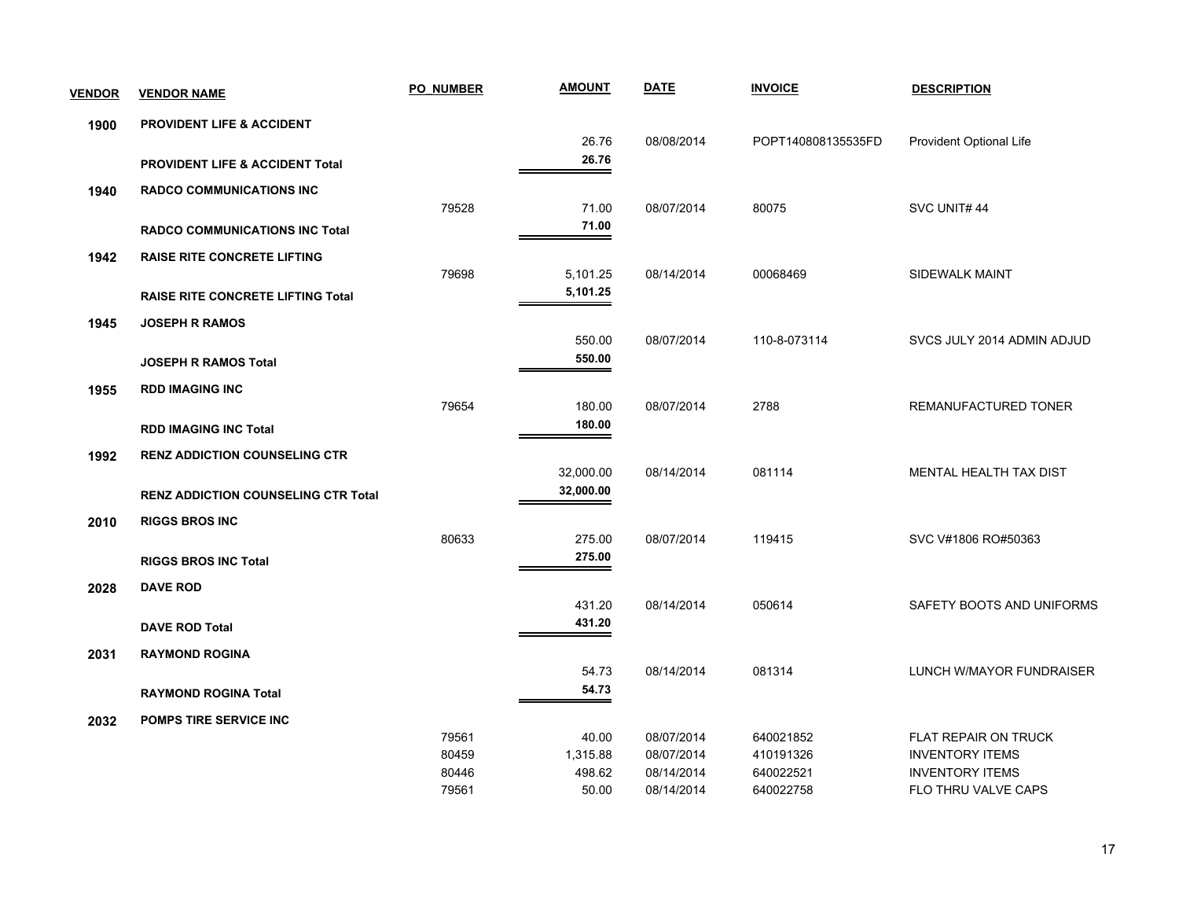| VENDOR | VENDOR NAME | PO_NUMBER | AMOUNT | DATE | INVOICE | DESCRIPTION |
|---|---|---|---|---|---|---|
| 1900 | **PROVIDENT LIFE & ACCIDENT** | | | | | |
| | | | 26.76 | 08/08/2014 | POPT140808135535FD | Provident Optional Life |
| | **PROVIDENT LIFE & ACCIDENT Total** | | **26.76** | | | |
| 1940 | **RADCO COMMUNICATIONS INC** | | | | | |
| | | 79528 | 71.00 | 08/07/2014 | 80075 | SVC UNIT# 44 |
| | **RADCO COMMUNICATIONS INC Total** | | **71.00** | | | |
| 1942 | **RAISE RITE CONCRETE LIFTING** | | | | | |
| | | 79698 | 5,101.25 | 08/14/2014 | 00068469 | SIDEWALK MAINT |
| | **RAISE RITE CONCRETE LIFTING Total** | | **5,101.25** | | | |
| 1945 | **JOSEPH R RAMOS** | | | | | |
| | | | 550.00 | 08/07/2014 | 110-8-073114 | SVCS JULY 2014 ADMIN ADJUD |
| | **JOSEPH R RAMOS Total** | | **550.00** | | | |
| 1955 | **RDD IMAGING INC** | | | | | |
| | | 79654 | 180.00 | 08/07/2014 | 2788 | REMANUFACTURED TONER |
| | **RDD IMAGING INC Total** | | **180.00** | | | |
| 1992 | **RENZ ADDICTION COUNSELING CTR** | | | | | |
| | | | 32,000.00 | 08/14/2014 | 081114 | MENTAL HEALTH TAX DIST |
| | **RENZ ADDICTION COUNSELING CTR Total** | | **32,000.00** | | | |
| 2010 | **RIGGS BROS INC** | | | | | |
| | | 80633 | 275.00 | 08/07/2014 | 119415 | SVC V#1806 RO#50363 |
| | **RIGGS BROS INC Total** | | **275.00** | | | |
| 2028 | **DAVE ROD** | | | | | |
| | | | 431.20 | 08/14/2014 | 050614 | SAFETY BOOTS AND UNIFORMS |
| | **DAVE ROD Total** | | **431.20** | | | |
| 2031 | **RAYMOND ROGINA** | | | | | |
| | | | 54.73 | 08/14/2014 | 081314 | LUNCH W/MAYOR FUNDRAISER |
| | **RAYMOND ROGINA Total** | | **54.73** | | | |
| 2032 | **POMPS TIRE SERVICE INC** | | | | | |
| | | 79561 | 40.00 | 08/07/2014 | 640021852 | FLAT REPAIR ON TRUCK |
| | | 80459 | 1,315.88 | 08/07/2014 | 410191326 | INVENTORY ITEMS |
| | | 80446 | 498.62 | 08/14/2014 | 640022521 | INVENTORY ITEMS |
| | | 79561 | 50.00 | 08/14/2014 | 640022758 | FLO THRU VALVE CAPS |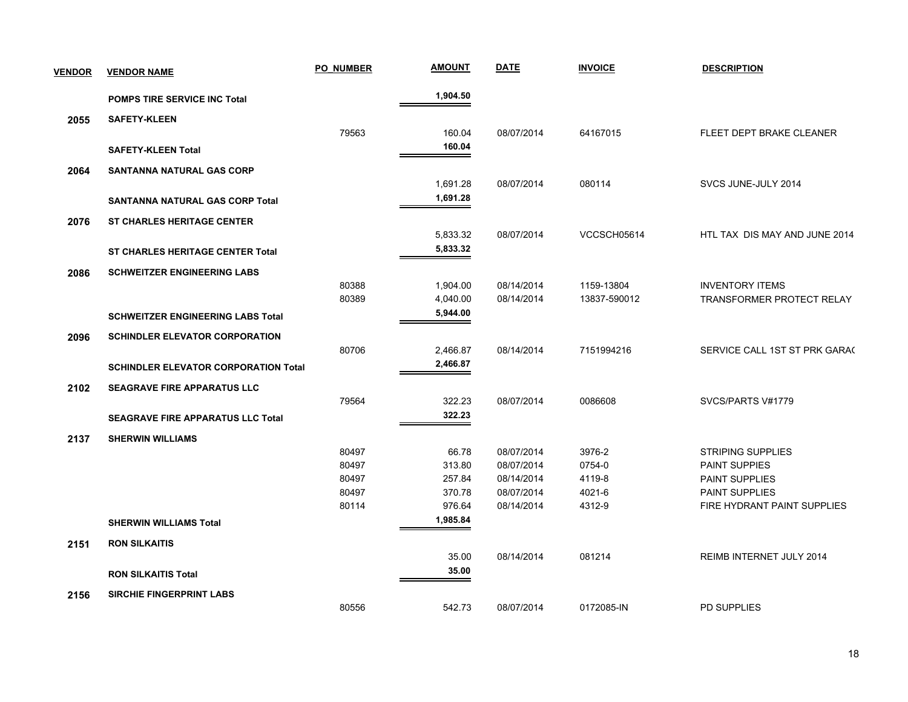| VENDOR | VENDOR NAME | PO_NUMBER | AMOUNT | DATE | INVOICE | DESCRIPTION |
|---|---|---|---|---|---|---|
| | **POMPS TIRE SERVICE INC Total** | | **1,904.50** | | | |
| **2055** | **SAFETY-KLEEN** | | | | | |
| | | 79563 | 160.04 | 08/07/2014 | 64167015 | FLEET DEPT BRAKE CLEANER |
| | **SAFETY-KLEEN Total** | | **160.04** | | | |
| **2064** | **SANTANNA NATURAL GAS CORP** | | | | | |
| | | | 1,691.28 | 08/07/2014 | 080114 | SVCS JUNE-JULY 2014 |
| | **SANTANNA NATURAL GAS CORP Total** | | **1,691.28** | | | |
| **2076** | **ST CHARLES HERITAGE CENTER** | | | | | |
| | | | 5,833.32 | 08/07/2014 | VCCSCH05614 | HTL TAX DIS MAY AND JUNE 2014 |
| | **ST CHARLES HERITAGE CENTER Total** | | **5,833.32** | | | |
| **2086** | **SCHWEITZER ENGINEERING LABS** | | | | | |
| | | 80388 | 1,904.00 | 08/14/2014 | 1159-13804 | INVENTORY ITEMS |
| | | 80389 | 4,040.00 | 08/14/2014 | 13837-590012 | TRANSFORMER PROTECT RELAY |
| | **SCHWEITZER ENGINEERING LABS Total** | | **5,944.00** | | | |
| **2096** | **SCHINDLER ELEVATOR CORPORATION** | | | | | |
| | | 80706 | 2,466.87 | 08/14/2014 | 7151994216 | SERVICE CALL 1ST ST PRK GARAC |
| | **SCHINDLER ELEVATOR CORPORATION Total** | | **2,466.87** | | | |
| **2102** | **SEAGRAVE FIRE APPARATUS LLC** | | | | | |
| | | 79564 | 322.23 | 08/07/2014 | 0086608 | SVCS/PARTS V#1779 |
| | **SEAGRAVE FIRE APPARATUS LLC Total** | | **322.23** | | | |
| **2137** | **SHERWIN WILLIAMS** | | | | | |
| | | 80497 | 66.78 | 08/07/2014 | 3976-2 | STRIPING SUPPLIES |
| | | 80497 | 313.80 | 08/07/2014 | 0754-0 | PAINT SUPPIES |
| | | 80497 | 257.84 | 08/14/2014 | 4119-8 | PAINT SUPPLIES |
| | | 80497 | 370.78 | 08/07/2014 | 4021-6 | PAINT SUPPLIES |
| | | 80114 | 976.64 | 08/14/2014 | 4312-9 | FIRE HYDRANT PAINT SUPPLIES |
| | **SHERWIN WILLIAMS Total** | | **1,985.84** | | | |
| **2151** | **RON SILKAITIS** | | | | | |
| | | | 35.00 | 08/14/2014 | 081214 | REIMB INTERNET JULY 2014 |
| | **RON SILKAITIS Total** | | **35.00** | | | |
| **2156** | **SIRCHIE FINGERPRINT LABS** | | | | | |
| | | 80556 | 542.73 | 08/07/2014 | 0172085-IN | PD SUPPLIES |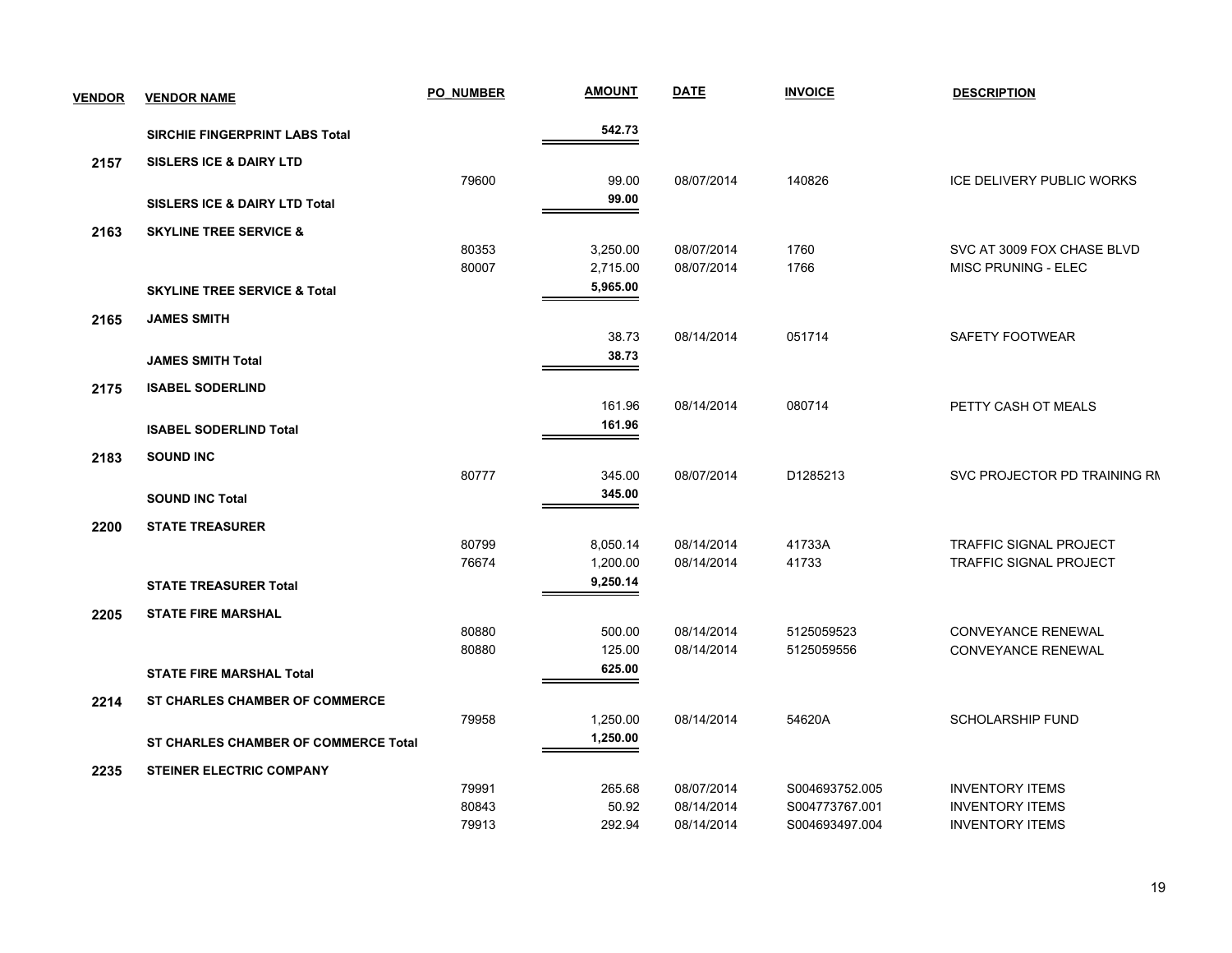| VENDOR | VENDOR NAME | PO_NUMBER | AMOUNT | DATE | INVOICE | DESCRIPTION |
|---|---|---|---|---|---|---|
| | **SIRCHIE FINGERPRINT LABS Total** | | **542.73** | | | |
| **2157** | **SISLERS ICE & DAIRY LTD** | | | | | |
| | | 79600 | 99.00 | 08/07/2014 | 140826 | ICE DELIVERY PUBLIC WORKS |
| | **SISLERS ICE & DAIRY LTD Total** | | **99.00** | | | |
| **2163** | **SKYLINE TREE SERVICE &** | | | | | |
| | | 80353 | 3,250.00 | 08/07/2014 | 1760 | SVC AT 3009 FOX CHASE BLVD |
| | | 80007 | 2,715.00 | 08/07/2014 | 1766 | MISC PRUNING - ELEC |
| | **SKYLINE TREE SERVICE & Total** | | **5,965.00** | | | |
| **2165** | **JAMES SMITH** | | | | | |
| | | | 38.73 | 08/14/2014 | 051714 | SAFETY FOOTWEAR |
| | **JAMES SMITH Total** | | **38.73** | | | |
| **2175** | **ISABEL SODERLIND** | | | | | |
| | | | 161.96 | 08/14/2014 | 080714 | PETTY CASH OT MEALS |
| | **ISABEL SODERLIND Total** | | **161.96** | | | |
| **2183** | **SOUND INC** | | | | | |
| | | 80777 | 345.00 | 08/07/2014 | D1285213 | SVC PROJECTOR PD TRAINING RM |
| | **SOUND INC Total** | | **345.00** | | | |
| **2200** | **STATE TREASURER** | | | | | |
| | | 80799 | 8,050.14 | 08/14/2014 | 41733A | TRAFFIC SIGNAL PROJECT |
| | | 76674 | 1,200.00 | 08/14/2014 | 41733 | TRAFFIC SIGNAL PROJECT |
| | **STATE TREASURER Total** | | **9,250.14** | | | |
| **2205** | **STATE FIRE MARSHAL** | | | | | |
| | | 80880 | 500.00 | 08/14/2014 | 5125059523 | CONVEYANCE RENEWAL |
| | | 80880 | 125.00 | 08/14/2014 | 5125059556 | CONVEYANCE RENEWAL |
| | **STATE FIRE MARSHAL Total** | | **625.00** | | | |
| **2214** | **ST CHARLES CHAMBER OF COMMERCE** | | | | | |
| | | 79958 | 1,250.00 | 08/14/2014 | 54620A | SCHOLARSHIP FUND |
| | **ST CHARLES CHAMBER OF COMMERCE Total** | | **1,250.00** | | | |
| **2235** | **STEINER ELECTRIC COMPANY** | | | | | |
| | | 79991 | 265.68 | 08/07/2014 | S004693752.005 | INVENTORY ITEMS |
| | | 80843 | 50.92 | 08/14/2014 | S004773767.001 | INVENTORY ITEMS |
| | | 79913 | 292.94 | 08/14/2014 | S004693497.004 | INVENTORY ITEMS |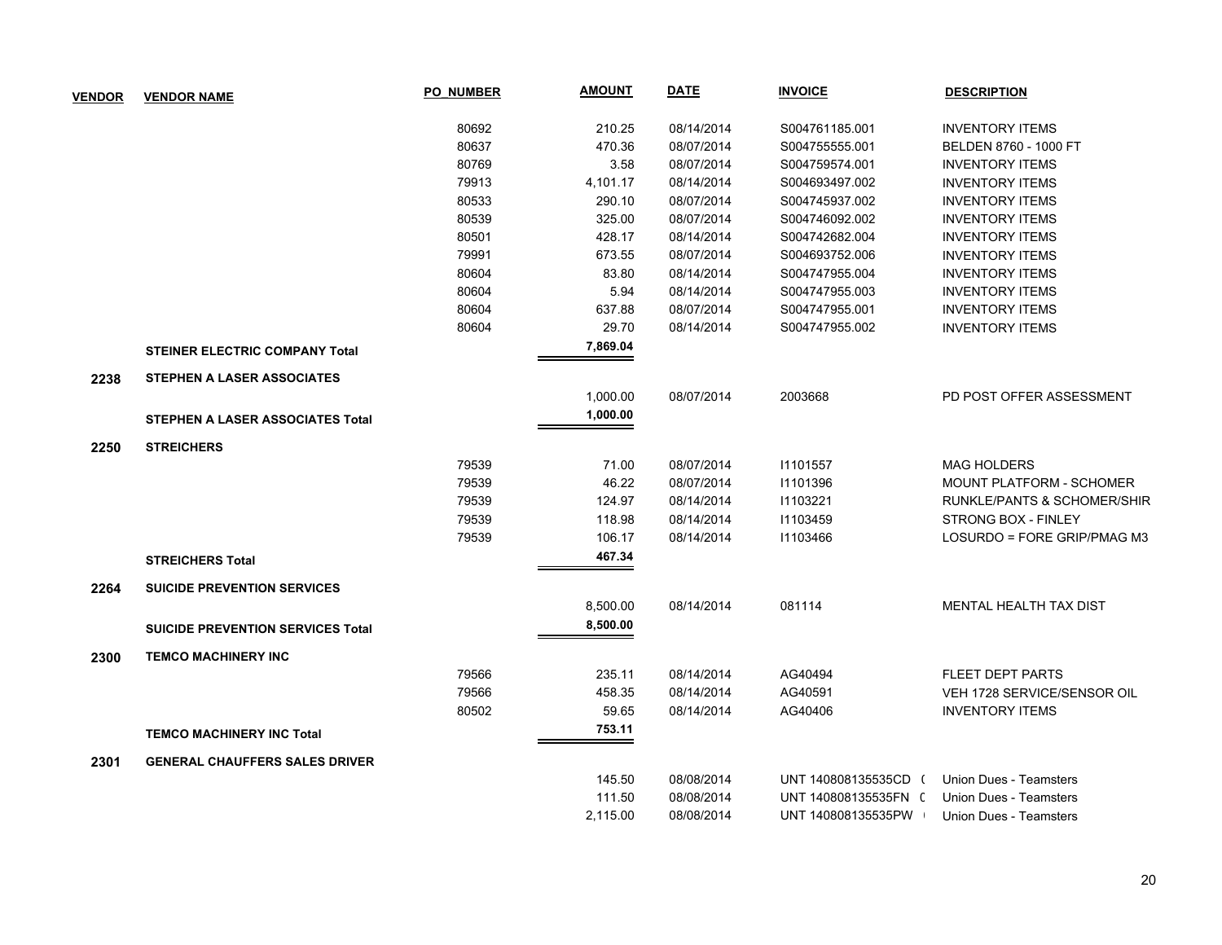| VENDOR | VENDOR NAME | PO_NUMBER | AMOUNT | DATE | INVOICE | DESCRIPTION |
|---|---|---|---|---|---|---|
| | | 80692 | 210.25 | 08/14/2014 | S004761185.001 | INVENTORY ITEMS |
| | | 80637 | 470.36 | 08/07/2014 | S004755555.001 | BELDEN 8760 - 1000 FT |
| | | 80769 | 3.58 | 08/07/2014 | S004759574.001 | INVENTORY ITEMS |
| | | 79913 | 4,101.17 | 08/14/2014 | S004693497.002 | INVENTORY ITEMS |
| | | 80533 | 290.10 | 08/07/2014 | S004745937.002 | INVENTORY ITEMS |
| | | 80539 | 325.00 | 08/07/2014 | S004746092.002 | INVENTORY ITEMS |
| | | 80501 | 428.17 | 08/14/2014 | S004742682.004 | INVENTORY ITEMS |
| | | 79991 | 673.55 | 08/07/2014 | S004693752.006 | INVENTORY ITEMS |
| | | 80604 | 83.80 | 08/14/2014 | S004747955.004 | INVENTORY ITEMS |
| | | 80604 | 5.94 | 08/14/2014 | S004747955.003 | INVENTORY ITEMS |
| | | 80604 | 637.88 | 08/07/2014 | S004747955.001 | INVENTORY ITEMS |
| | | 80604 | 29.70 | 08/14/2014 | S004747955.002 | INVENTORY ITEMS |
| | **STEINER ELECTRIC COMPANY Total** | | **7,869.04** | | | |
| **2238** | **STEPHEN A LASER ASSOCIATES** | | | | | |
| | | | 1,000.00 | 08/07/2014 | 2003668 | PD POST OFFER ASSESSMENT |
| | **STEPHEN A LASER ASSOCIATES Total** | | **1,000.00** | | | |
| **2250** | **STREICHERS** | | | | | |
| | | 79539 | 71.00 | 08/07/2014 | I1101557 | MAG HOLDERS |
| | | 79539 | 46.22 | 08/07/2014 | I1101396 | MOUNT PLATFORM - SCHOMER |
| | | 79539 | 124.97 | 08/14/2014 | I1103221 | RUNKLE/PANTS & SCHOMER/SHIR |
| | | 79539 | 118.98 | 08/14/2014 | I1103459 | STRONG BOX - FINLEY |
| | | 79539 | 106.17 | 08/14/2014 | I1103466 | LOSURDO = FORE GRIP/PMAG M3 |
| | **STREICHERS Total** | | **467.34** | | | |
| **2264** | **SUICIDE PREVENTION SERVICES** | | | | | |
| | | | 8,500.00 | 08/14/2014 | 081114 | MENTAL HEALTH TAX DIST |
| | **SUICIDE PREVENTION SERVICES Total** | | **8,500.00** | | | |
| **2300** | **TEMCO MACHINERY INC** | | | | | |
| | | 79566 | 235.11 | 08/14/2014 | AG40494 | FLEET DEPT PARTS |
| | | 79566 | 458.35 | 08/14/2014 | AG40591 | VEH 1728 SERVICE/SENSOR OIL |
| | | 80502 | 59.65 | 08/14/2014 | AG40406 | INVENTORY ITEMS |
| | **TEMCO MACHINERY INC Total** | | **753.11** | | | |
| **2301** | **GENERAL CHAUFFERS SALES DRIVER** | | | | | |
| | | | 145.50 | 08/08/2014 | UNT 140808135535CD ( | Union Dues - Teamsters |
| | | | 111.50 | 08/08/2014 | UNT 140808135535FN ( | Union Dues - Teamsters |
| | | | 2,115.00 | 08/08/2014 | UNT 140808135535PW | Union Dues - Teamsters |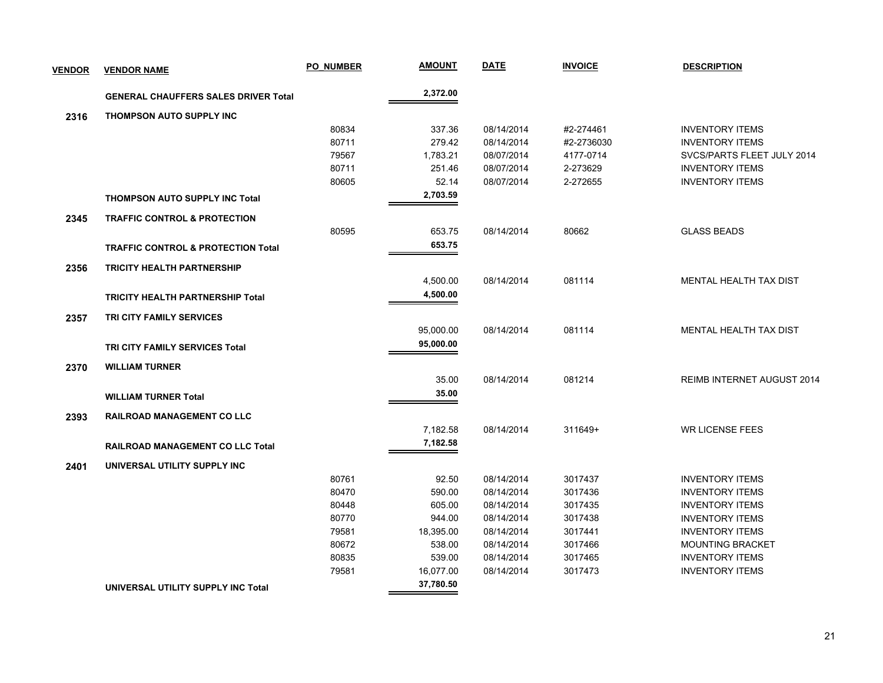| VENDOR | VENDOR NAME | PO_NUMBER | AMOUNT | DATE | INVOICE | DESCRIPTION |
|---|---|---|---|---|---|---|
| | **GENERAL CHAUFFERS SALES DRIVER Total** | | **2,372.00** | | | |
| **2316** | **THOMPSON AUTO SUPPLY INC** | | | | | |
| | | 80834 | 337.36 | 08/14/2014 | #2-274461 | INVENTORY ITEMS |
| | | 80711 | 279.42 | 08/14/2014 | #2-2736030 | INVENTORY ITEMS |
| | | 79567 | 1,783.21 | 08/07/2014 | 4177-0714 | SVCS/PARTS FLEET JULY 2014 |
| | | 80711 | 251.46 | 08/07/2014 | 2-273629 | INVENTORY ITEMS |
| | | 80605 | 52.14 | 08/07/2014 | 2-272655 | INVENTORY ITEMS |
| | **THOMPSON AUTO SUPPLY INC Total** | | **2,703.59** | | | |
| **2345** | **TRAFFIC CONTROL & PROTECTION** | | | | | |
| | | 80595 | 653.75 | 08/14/2014 | 80662 | GLASS BEADS |
| | **TRAFFIC CONTROL & PROTECTION Total** | | **653.75** | | | |
| **2356** | **TRICITY HEALTH PARTNERSHIP** | | | | | |
| | | | 4,500.00 | 08/14/2014 | 081114 | MENTAL HEALTH TAX DIST |
| | **TRICITY HEALTH PARTNERSHIP Total** | | **4,500.00** | | | |
| **2357** | **TRI CITY FAMILY SERVICES** | | | | | |
| | | | 95,000.00 | 08/14/2014 | 081114 | MENTAL HEALTH TAX DIST |
| | **TRI CITY FAMILY SERVICES Total** | | **95,000.00** | | | |
| **2370** | **WILLIAM TURNER** | | | | | |
| | | | 35.00 | 08/14/2014 | 081214 | REIMB INTERNET AUGUST 2014 |
| | **WILLIAM TURNER Total** | | **35.00** | | | |
| **2393** | **RAILROAD MANAGEMENT CO LLC** | | | | | |
| | | | 7,182.58 | 08/14/2014 | 311649+ | WR LICENSE FEES |
| | **RAILROAD MANAGEMENT CO LLC Total** | | **7,182.58** | | | |
| **2401** | **UNIVERSAL UTILITY SUPPLY INC** | | | | | |
| | | 80761 | 92.50 | 08/14/2014 | 3017437 | INVENTORY ITEMS |
| | | 80470 | 590.00 | 08/14/2014 | 3017436 | INVENTORY ITEMS |
| | | 80448 | 605.00 | 08/14/2014 | 3017435 | INVENTORY ITEMS |
| | | 80770 | 944.00 | 08/14/2014 | 3017438 | INVENTORY ITEMS |
| | | 79581 | 18,395.00 | 08/14/2014 | 3017441 | INVENTORY ITEMS |
| | | 80672 | 538.00 | 08/14/2014 | 3017466 | MOUNTING BRACKET |
| | | 80835 | 539.00 | 08/14/2014 | 3017465 | INVENTORY ITEMS |
| | | 79581 | 16,077.00 | 08/14/2014 | 3017473 | INVENTORY ITEMS |
| | **UNIVERSAL UTILITY SUPPLY INC Total** | | **37,780.50** | | | |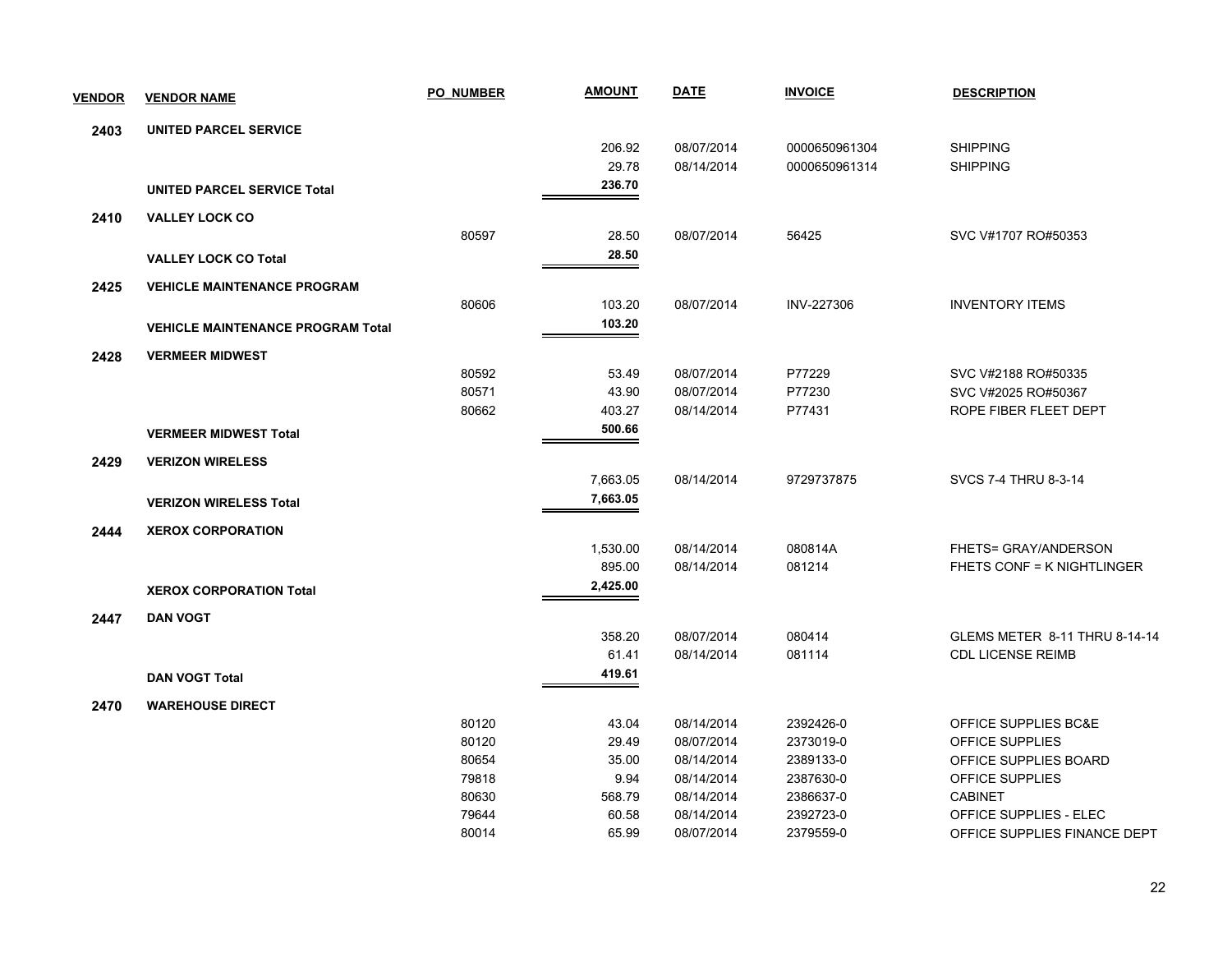| VENDOR | VENDOR NAME | PO_NUMBER | AMOUNT | DATE | INVOICE | DESCRIPTION |
|---|---|---|---|---|---|---|
| 2403 | UNITED PARCEL SERVICE | | | | | |
| | | | 206.92 | 08/07/2014 | 0000650961304 | SHIPPING |
| | | | 29.78 | 08/14/2014 | 0000650961314 | SHIPPING |
| | UNITED PARCEL SERVICE Total | | 236.70 | | | |
| 2410 | VALLEY LOCK CO | | | | | |
| | | 80597 | 28.50 | 08/07/2014 | 56425 | SVC V#1707 RO#50353 |
| | VALLEY LOCK CO Total | | 28.50 | | | |
| 2425 | VEHICLE MAINTENANCE PROGRAM | | | | | |
| | | 80606 | 103.20 | 08/07/2014 | INV-227306 | INVENTORY ITEMS |
| | VEHICLE MAINTENANCE PROGRAM Total | | 103.20 | | | |
| 2428 | VERMEER MIDWEST | | | | | |
| | | 80592 | 53.49 | 08/07/2014 | P77229 | SVC V#2188 RO#50335 |
| | | 80571 | 43.90 | 08/07/2014 | P77230 | SVC V#2025 RO#50367 |
| | | 80662 | 403.27 | 08/14/2014 | P77431 | ROPE FIBER FLEET DEPT |
| | VERMEER MIDWEST Total | | 500.66 | | | |
| 2429 | VERIZON WIRELESS | | | | | |
| | | | 7,663.05 | 08/14/2014 | 9729737875 | SVCS 7-4 THRU 8-3-14 |
| | VERIZON WIRELESS Total | | 7,663.05 | | | |
| 2444 | XEROX CORPORATION | | | | | |
| | | | 1,530.00 | 08/14/2014 | 080814A | FHETS= GRAY/ANDERSON |
| | | | 895.00 | 08/14/2014 | 081214 | FHETS CONF = K NIGHTLINGER |
| | XEROX CORPORATION Total | | 2,425.00 | | | |
| 2447 | DAN VOGT | | | | | |
| | | | 358.20 | 08/07/2014 | 080414 | GLEMS METER 8-11 THRU 8-14-14 |
| | | | 61.41 | 08/14/2014 | 081114 | CDL LICENSE REIMB |
| | DAN VOGT Total | | 419.61 | | | |
| 2470 | WAREHOUSE DIRECT | | | | | |
| | | 80120 | 43.04 | 08/14/2014 | 2392426-0 | OFFICE SUPPLIES BC&E |
| | | 80120 | 29.49 | 08/07/2014 | 2373019-0 | OFFICE SUPPLIES |
| | | 80654 | 35.00 | 08/14/2014 | 2389133-0 | OFFICE SUPPLIES BOARD |
| | | 79818 | 9.94 | 08/14/2014 | 2387630-0 | OFFICE SUPPLIES |
| | | 80630 | 568.79 | 08/14/2014 | 2386637-0 | CABINET |
| | | 79644 | 60.58 | 08/14/2014 | 2392723-0 | OFFICE SUPPLIES - ELEC |
| | | 80014 | 65.99 | 08/07/2014 | 2379559-0 | OFFICE SUPPLIES FINANCE DEPT |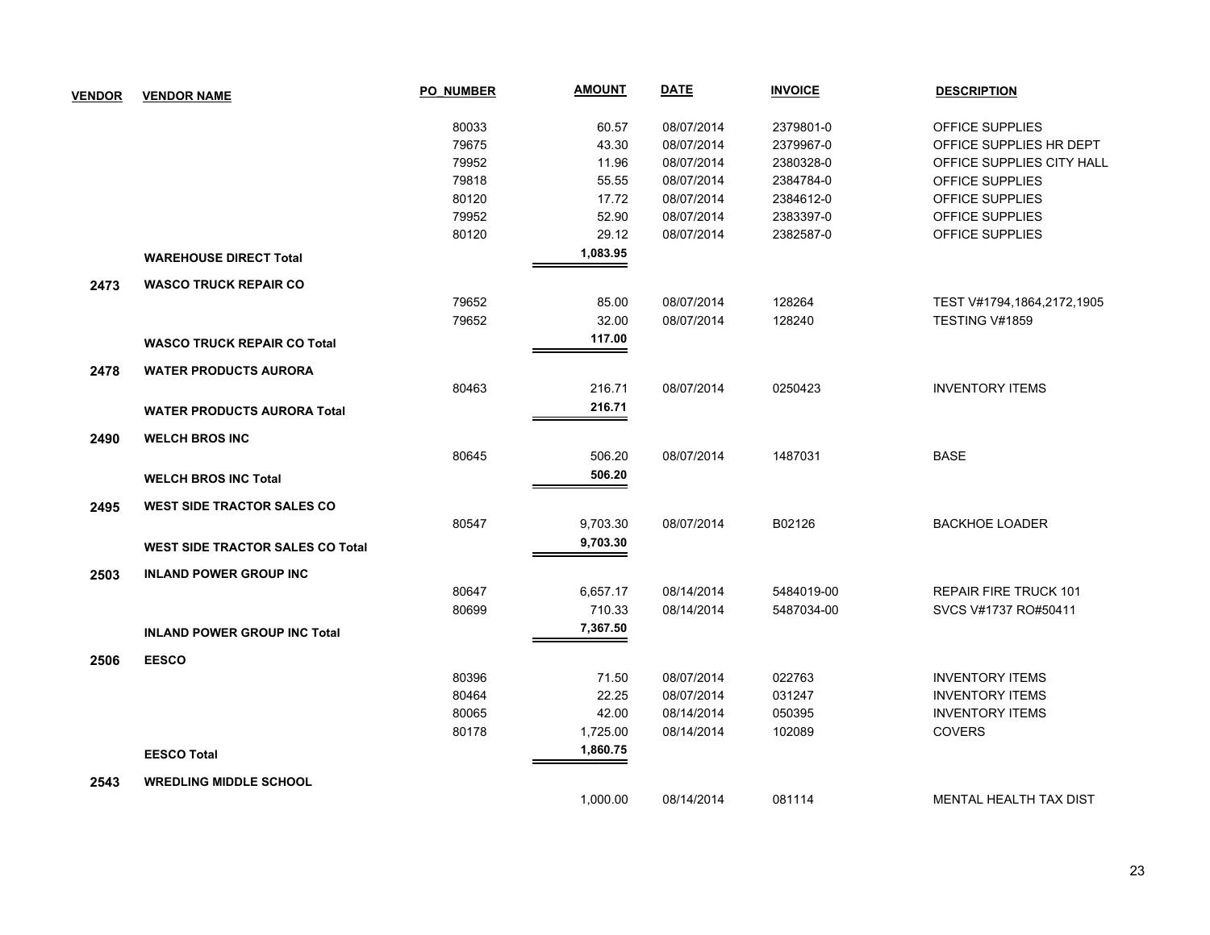| VENDOR | VENDOR NAME | PO_NUMBER | AMOUNT | DATE | INVOICE | DESCRIPTION |
|---|---|---|---|---|---|---|
| | | 80033 | 60.57 | 08/07/2014 | 2379801-0 | OFFICE SUPPLIES |
| | | 79675 | 43.30 | 08/07/2014 | 2379967-0 | OFFICE SUPPLIES HR DEPT |
| | | 79952 | 11.96 | 08/07/2014 | 2380328-0 | OFFICE SUPPLIES CITY HALL |
| | | 79818 | 55.55 | 08/07/2014 | 2384784-0 | OFFICE SUPPLIES |
| | | 80120 | 17.72 | 08/07/2014 | 2384612-0 | OFFICE SUPPLIES |
| | | 79952 | 52.90 | 08/07/2014 | 2383397-0 | OFFICE SUPPLIES |
| | | 80120 | 29.12 | 08/07/2014 | 2382587-0 | OFFICE SUPPLIES |
| | **WAREHOUSE DIRECT Total** | | **1,083.95** | | | |
| **2473** | **WASCO TRUCK REPAIR CO** | | | | | |
| | | 79652 | 85.00 | 08/07/2014 | 128264 | TEST V#1794,1864,2172,1905 |
| | | 79652 | 32.00 | 08/07/2014 | 128240 | TESTING V#1859 |
| | **WASCO TRUCK REPAIR CO Total** | | **117.00** | | | |
| **2478** | **WATER PRODUCTS AURORA** | | | | | |
| | | 80463 | 216.71 | 08/07/2014 | 0250423 | INVENTORY ITEMS |
| | **WATER PRODUCTS AURORA Total** | | **216.71** | | | |
| **2490** | **WELCH BROS INC** | | | | | |
| | | 80645 | 506.20 | 08/07/2014 | 1487031 | BASE |
| | **WELCH BROS INC Total** | | **506.20** | | | |
| **2495** | **WEST SIDE TRACTOR SALES CO** | | | | | |
| | | 80547 | 9,703.30 | 08/07/2014 | B02126 | BACKHOE LOADER |
| | **WEST SIDE TRACTOR SALES CO Total** | | **9,703.30** | | | |
| **2503** | **INLAND POWER GROUP INC** | | | | | |
| | | 80647 | 6,657.17 | 08/14/2014 | 5484019-00 | REPAIR FIRE TRUCK 101 |
| | | 80699 | 710.33 | 08/14/2014 | 5487034-00 | SVCS V#1737 RO#50411 |
| | **INLAND POWER GROUP INC Total** | | **7,367.50** | | | |
| **2506** | **EESCO** | | | | | |
| | | 80396 | 71.50 | 08/07/2014 | 022763 | INVENTORY ITEMS |
| | | 80464 | 22.25 | 08/07/2014 | 031247 | INVENTORY ITEMS |
| | | 80065 | 42.00 | 08/14/2014 | 050395 | INVENTORY ITEMS |
| | | 80178 | 1,725.00 | 08/14/2014 | 102089 | COVERS |
| | **EESCO Total** | | **1,860.75** | | | |
| **2543** | **WREDLING MIDDLE SCHOOL** | | | | | |
| | | | 1,000.00 | 08/14/2014 | 081114 | MENTAL HEALTH TAX DIST |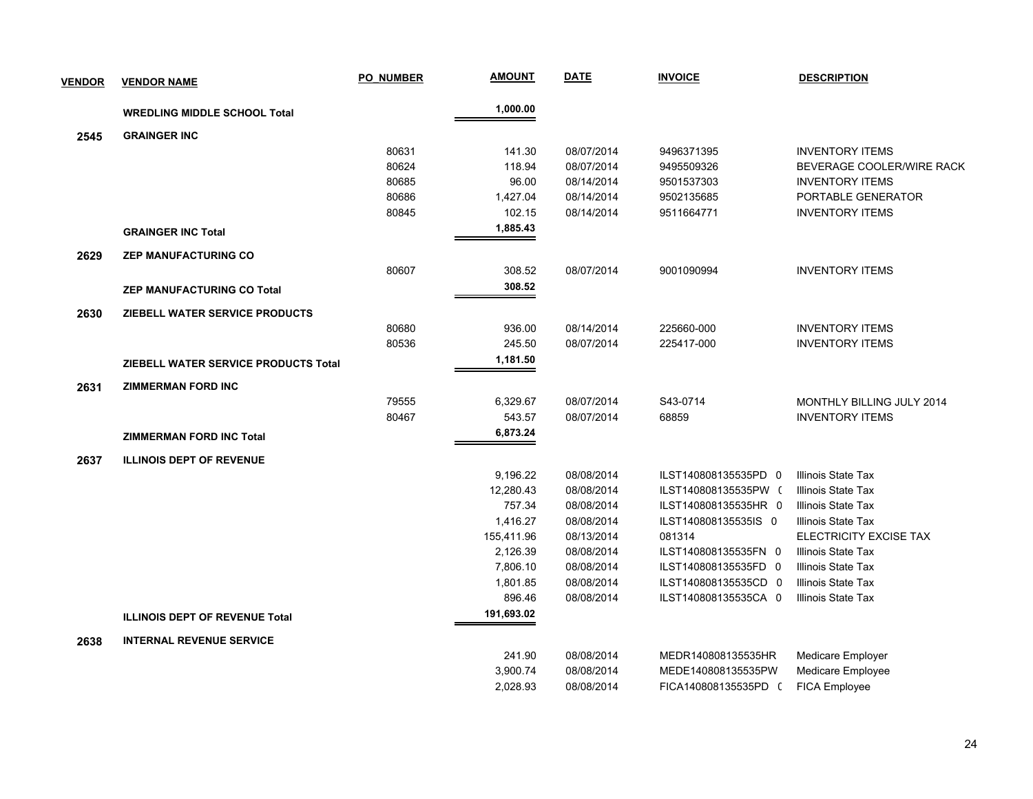| VENDOR | VENDOR NAME | PO_NUMBER | AMOUNT | DATE | INVOICE | DESCRIPTION |
|---|---|---|---|---|---|---|
| | **WREDLING MIDDLE SCHOOL Total** | | **1,000.00** | | | |
| **2545** | **GRAINGER INC** | | | | | |
| | | 80631 | 141.30 | 08/07/2014 | 9496371395 | INVENTORY ITEMS |
| | | 80624 | 118.94 | 08/07/2014 | 9495509326 | BEVERAGE COOLER/WIRE RACK |
| | | 80685 | 96.00 | 08/14/2014 | 9501537303 | INVENTORY ITEMS |
| | | 80686 | 1,427.04 | 08/14/2014 | 9502135685 | PORTABLE GENERATOR |
| | | 80845 | 102.15 | 08/14/2014 | 9511664771 | INVENTORY ITEMS |
| | **GRAINGER INC Total** | | **1,885.43** | | | |
| **2629** | **ZEP MANUFACTURING CO** | | | | | |
| | | 80607 | 308.52 | 08/07/2014 | 9001090994 | INVENTORY ITEMS |
| | **ZEP MANUFACTURING CO Total** | | **308.52** | | | |
| **2630** | **ZIEBELL WATER SERVICE PRODUCTS** | | | | | |
| | | 80680 | 936.00 | 08/14/2014 | 225660-000 | INVENTORY ITEMS |
| | | 80536 | 245.50 | 08/07/2014 | 225417-000 | INVENTORY ITEMS |
| | **ZIEBELL WATER SERVICE PRODUCTS Total** | | **1,181.50** | | | |
| **2631** | **ZIMMERMAN FORD INC** | | | | | |
| | | 79555 | 6,329.67 | 08/07/2014 | S43-0714 | MONTHLY BILLING JULY 2014 |
| | | 80467 | 543.57 | 08/07/2014 | 68859 | INVENTORY ITEMS |
| | **ZIMMERMAN FORD INC Total** | | **6,873.24** | | | |
| **2637** | **ILLINOIS DEPT OF REVENUE** | | | | | |
| | | | 9,196.22 | 08/08/2014 | ILST140808135535PD 0 | Illinois State Tax |
| | | | 12,280.43 | 08/08/2014 | ILST140808135535PW ( | Illinois State Tax |
| | | | 757.34 | 08/08/2014 | ILST140808135535HR 0 | Illinois State Tax |
| | | | 1,416.27 | 08/08/2014 | ILST140808135535IS 0 | Illinois State Tax |
| | | | 155,411.96 | 08/13/2014 | 081314 | ELECTRICITY EXCISE TAX |
| | | | 2,126.39 | 08/08/2014 | ILST140808135535FN 0 | Illinois State Tax |
| | | | 7,806.10 | 08/08/2014 | ILST140808135535FD 0 | Illinois State Tax |
| | | | 1,801.85 | 08/08/2014 | ILST140808135535CD 0 | Illinois State Tax |
| | | | 896.46 | 08/08/2014 | ILST140808135535CA 0 | Illinois State Tax |
| | **ILLINOIS DEPT OF REVENUE Total** | | **191,693.02** | | | |
| **2638** | **INTERNAL REVENUE SERVICE** | | | | | |
| | | | 241.90 | 08/08/2014 | MEDR140808135535HR | Medicare Employer |
| | | | 3,900.74 | 08/08/2014 | MEDE140808135535PW | Medicare Employee |
| | | | 2,028.93 | 08/08/2014 | FICA140808135535PD ( | FICA Employee |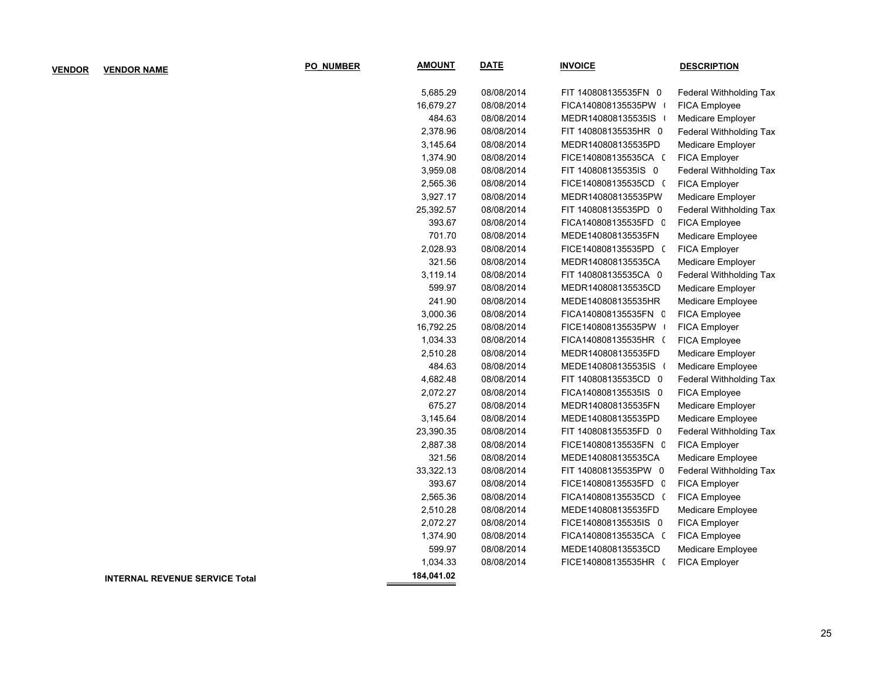| VENDOR | VENDOR NAME | PO_NUMBER | AMOUNT | DATE | INVOICE | DESCRIPTION |
|---|---|---|---|---|---|---|
| | | | 5,685.29 | 08/08/2014 | FIT 140808135535FN 0 | Federal Withholding Tax |
| | | | 16,679.27 | 08/08/2014 | FICA140808135535PW ( | FICA Employee |
| | | | 484.63 | 08/08/2014 | MEDR140808135535IS ( | Medicare Employer |
| | | | 2,378.96 | 08/08/2014 | FIT 140808135535HR 0 | Federal Withholding Tax |
| | | | 3,145.64 | 08/08/2014 | MEDR140808135535PD | Medicare Employer |
| | | | 1,374.90 | 08/08/2014 | FICE140808135535CA ( | FICA Employer |
| | | | 3,959.08 | 08/08/2014 | FIT 140808135535IS 0 | Federal Withholding Tax |
| | | | 2,565.36 | 08/08/2014 | FICE140808135535CD ( | FICA Employer |
| | | | 3,927.17 | 08/08/2014 | MEDR140808135535PW | Medicare Employer |
| | | | 25,392.57 | 08/08/2014 | FIT 140808135535PD 0 | Federal Withholding Tax |
| | | | 393.67 | 08/08/2014 | FICA140808135535FD 0 | FICA Employee |
| | | | 701.70 | 08/08/2014 | MEDE140808135535FN | Medicare Employee |
| | | | 2,028.93 | 08/08/2014 | FICE140808135535PD ( | FICA Employer |
| | | | 321.56 | 08/08/2014 | MEDR140808135535CA | Medicare Employer |
| | | | 3,119.14 | 08/08/2014 | FIT 140808135535CA 0 | Federal Withholding Tax |
| | | | 599.97 | 08/08/2014 | MEDR140808135535CD | Medicare Employer |
| | | | 241.90 | 08/08/2014 | MEDE140808135535HR | Medicare Employee |
| | | | 3,000.36 | 08/08/2014 | FICA140808135535FN 0 | FICA Employee |
| | | | 16,792.25 | 08/08/2014 | FICE140808135535PW ( | FICA Employer |
| | | | 1,034.33 | 08/08/2014 | FICA140808135535HR ( | FICA Employee |
| | | | 2,510.28 | 08/08/2014 | MEDR140808135535FD | Medicare Employer |
| | | | 484.63 | 08/08/2014 | MEDE140808135535IS ( | Medicare Employee |
| | | | 4,682.48 | 08/08/2014 | FIT 140808135535CD 0 | Federal Withholding Tax |
| | | | 2,072.27 | 08/08/2014 | FICA140808135535IS 0 | FICA Employee |
| | | | 675.27 | 08/08/2014 | MEDR140808135535FN | Medicare Employer |
| | | | 3,145.64 | 08/08/2014 | MEDE140808135535PD | Medicare Employee |
| | | | 23,390.35 | 08/08/2014 | FIT 140808135535FD 0 | Federal Withholding Tax |
| | | | 2,887.38 | 08/08/2014 | FICE140808135535FN 0 | FICA Employer |
| | | | 321.56 | 08/08/2014 | MEDE140808135535CA | Medicare Employee |
| | | | 33,322.13 | 08/08/2014 | FIT 140808135535PW 0 | Federal Withholding Tax |
| | | | 393.67 | 08/08/2014 | FICE140808135535FD 0 | FICA Employer |
| | | | 2,565.36 | 08/08/2014 | FICA140808135535CD ( | FICA Employee |
| | | | 2,510.28 | 08/08/2014 | MEDE140808135535FD | Medicare Employee |
| | | | 2,072.27 | 08/08/2014 | FICE140808135535IS 0 | FICA Employer |
| | | | 1,374.90 | 08/08/2014 | FICA140808135535CA ( | FICA Employee |
| | | | 599.97 | 08/08/2014 | MEDE140808135535CD | Medicare Employee |
| | | | 1,034.33 | 08/08/2014 | FICE140808135535HR ( | FICA Employer |
| | **INTERNAL REVENUE SERVICE Total** | | **184,041.02** | | | |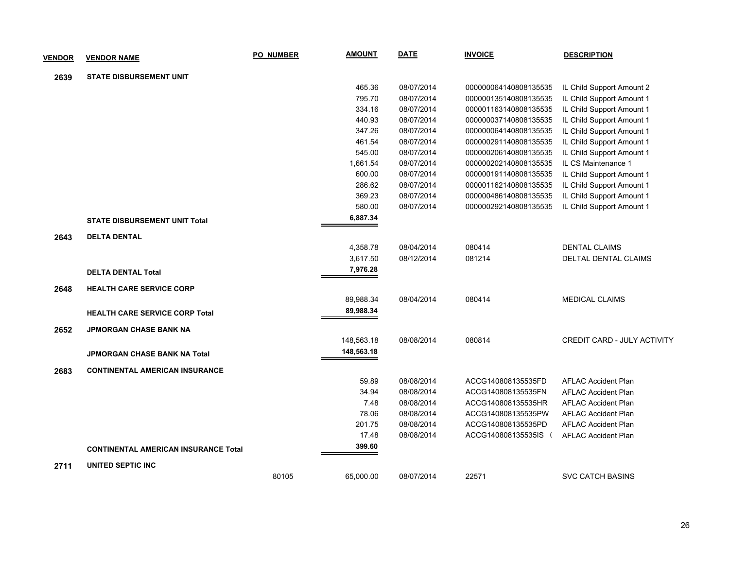| VENDOR | VENDOR NAME | PO_NUMBER | AMOUNT | DATE | INVOICE | DESCRIPTION |
|---|---|---|---|---|---|---|
| 2639 | STATE DISBURSEMENT UNIT | | | | | |
| | | | 465.36 | 08/07/2014 | 000000064140808135535 | IL Child Support Amount 2 |
| | | | 795.70 | 08/07/2014 | 000000135140808135535 | IL Child Support Amount 1 |
| | | | 334.16 | 08/07/2014 | 000001163140808135535 | IL Child Support Amount 1 |
| | | | 440.93 | 08/07/2014 | 000000037140808135535 | IL Child Support Amount 1 |
| | | | 347.26 | 08/07/2014 | 000000064140808135535 | IL Child Support Amount 1 |
| | | | 461.54 | 08/07/2014 | 000000291140808135535 | IL Child Support Amount 1 |
| | | | 545.00 | 08/07/2014 | 000000206140808135535 | IL Child Support Amount 1 |
| | | | 1,661.54 | 08/07/2014 | 000000202140808135535 | IL CS Maintenance 1 |
| | | | 600.00 | 08/07/2014 | 000000191140808135535 | IL Child Support Amount 1 |
| | | | 286.62 | 08/07/2014 | 000001162140808135535 | IL Child Support Amount 1 |
| | | | 369.23 | 08/07/2014 | 000000486140808135535 | IL Child Support Amount 1 |
| | | | 580.00 | 08/07/2014 | 000000292140808135535 | IL Child Support Amount 1 |
| | **STATE DISBURSEMENT UNIT Total** | | **6,887.34** | | | |
| 2643 | DELTA DENTAL | | | | | |
| | | | 4,358.78 | 08/04/2014 | 080414 | DENTAL CLAIMS |
| | | | 3,617.50 | 08/12/2014 | 081214 | DELTAL DENTAL CLAIMS |
| | **DELTA DENTAL Total** | | **7,976.28** | | | |
| 2648 | HEALTH CARE SERVICE CORP | | | | | |
| | | | 89,988.34 | 08/04/2014 | 080414 | MEDICAL CLAIMS |
| | **HEALTH CARE SERVICE CORP Total** | | **89,988.34** | | | |
| 2652 | JPMORGAN CHASE BANK NA | | | | | |
| | | | 148,563.18 | 08/08/2014 | 080814 | CREDIT CARD - JULY ACTIVITY |
| | **JPMORGAN CHASE BANK NA Total** | | **148,563.18** | | | |
| 2683 | CONTINENTAL AMERICAN INSURANCE | | | | | |
| | | | 59.89 | 08/08/2014 | ACCG140808135535FD | AFLAC Accident Plan |
| | | | 34.94 | 08/08/2014 | ACCG140808135535FN | AFLAC Accident Plan |
| | | | 7.48 | 08/08/2014 | ACCG140808135535HR | AFLAC Accident Plan |
| | | | 78.06 | 08/08/2014 | ACCG140808135535PW | AFLAC Accident Plan |
| | | | 201.75 | 08/08/2014 | ACCG140808135535PD | AFLAC Accident Plan |
| | | | 17.48 | 08/08/2014 | ACCG140808135535IS ( | AFLAC Accident Plan |
| | **CONTINENTAL AMERICAN INSURANCE Total** | | **399.60** | | | |
| 2711 | UNITED SEPTIC INC | | | | | |
| | | 80105 | 65,000.00 | 08/07/2014 | 22571 | SVC CATCH BASINS |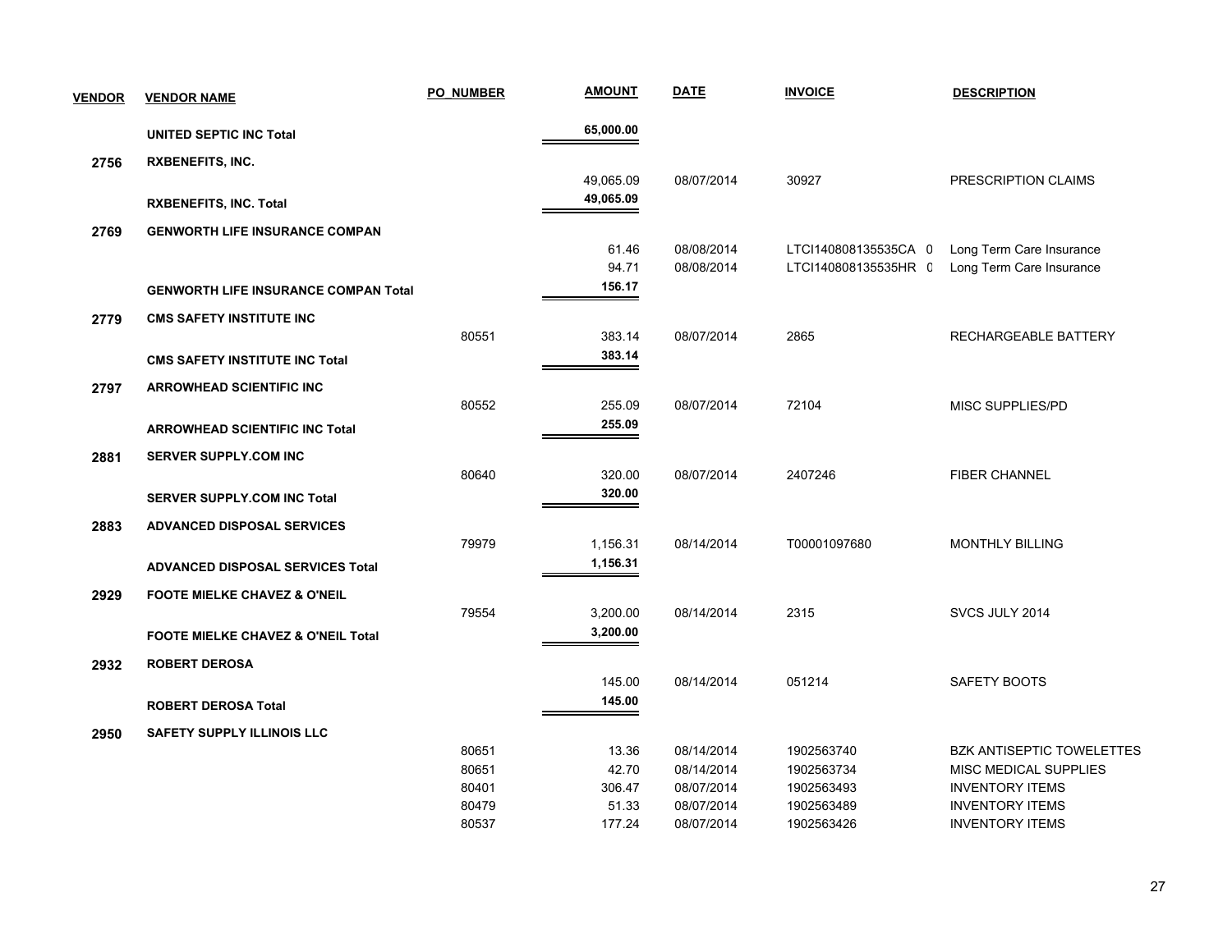| VENDOR | VENDOR NAME | PO_NUMBER | AMOUNT | DATE | INVOICE | DESCRIPTION |
|---|---|---|---|---|---|---|
| | **UNITED SEPTIC INC Total** | | **65,000.00** | | | |
| **2756** | **RXBENEFITS, INC.** | | | | | |
| | | | 49,065.09 | 08/07/2014 | 30927 | PRESCRIPTION CLAIMS |
| | **RXBENEFITS, INC. Total** | | **49,065.09** | | | |
| **2769** | **GENWORTH LIFE INSURANCE COMPAN** | | | | | |
| | | | 61.46 | 08/08/2014 | LTCI140808135535CA 0 | Long Term Care Insurance |
| | | | 94.71 | 08/08/2014 | LTCI140808135535HR 0 | Long Term Care Insurance |
| | **GENWORTH LIFE INSURANCE COMPAN Total** | | **156.17** | | | |
| **2779** | **CMS SAFETY INSTITUTE INC** | | | | | |
| | | 80551 | 383.14 | 08/07/2014 | 2865 | RECHARGEABLE BATTERY |
| | **CMS SAFETY INSTITUTE INC Total** | | **383.14** | | | |
| **2797** | **ARROWHEAD SCIENTIFIC INC** | | | | | |
| | | 80552 | 255.09 | 08/07/2014 | 72104 | MISC SUPPLIES/PD |
| | **ARROWHEAD SCIENTIFIC INC Total** | | **255.09** | | | |
| **2881** | **SERVER SUPPLY.COM INC** | | | | | |
| | | 80640 | 320.00 | 08/07/2014 | 2407246 | FIBER CHANNEL |
| | **SERVER SUPPLY.COM INC Total** | | **320.00** | | | |
| **2883** | **ADVANCED DISPOSAL SERVICES** | | | | | |
| | | 79979 | 1,156.31 | 08/14/2014 | T00001097680 | MONTHLY BILLING |
| | **ADVANCED DISPOSAL SERVICES Total** | | **1,156.31** | | | |
| **2929** | **FOOTE MIELKE CHAVEZ & O'NEIL** | | | | | |
| | | 79554 | 3,200.00 | 08/14/2014 | 2315 | SVCS JULY 2014 |
| | **FOOTE MIELKE CHAVEZ & O'NEIL Total** | | **3,200.00** | | | |
| **2932** | **ROBERT DEROSA** | | | | | |
| | | | 145.00 | 08/14/2014 | 051214 | SAFETY BOOTS |
| | **ROBERT DEROSA Total** | | **145.00** | | | |
| **2950** | **SAFETY SUPPLY ILLINOIS LLC** | | | | | |
| | | 80651 | 13.36 | 08/14/2014 | 1902563740 | BZK ANTISEPTIC TOWELETTES |
| | | 80651 | 42.70 | 08/14/2014 | 1902563734 | MISC MEDICAL SUPPLIES |
| | | 80401 | 306.47 | 08/07/2014 | 1902563493 | INVENTORY ITEMS |
| | | 80479 | 51.33 | 08/07/2014 | 1902563489 | INVENTORY ITEMS |
| | | 80537 | 177.24 | 08/07/2014 | 1902563426 | INVENTORY ITEMS |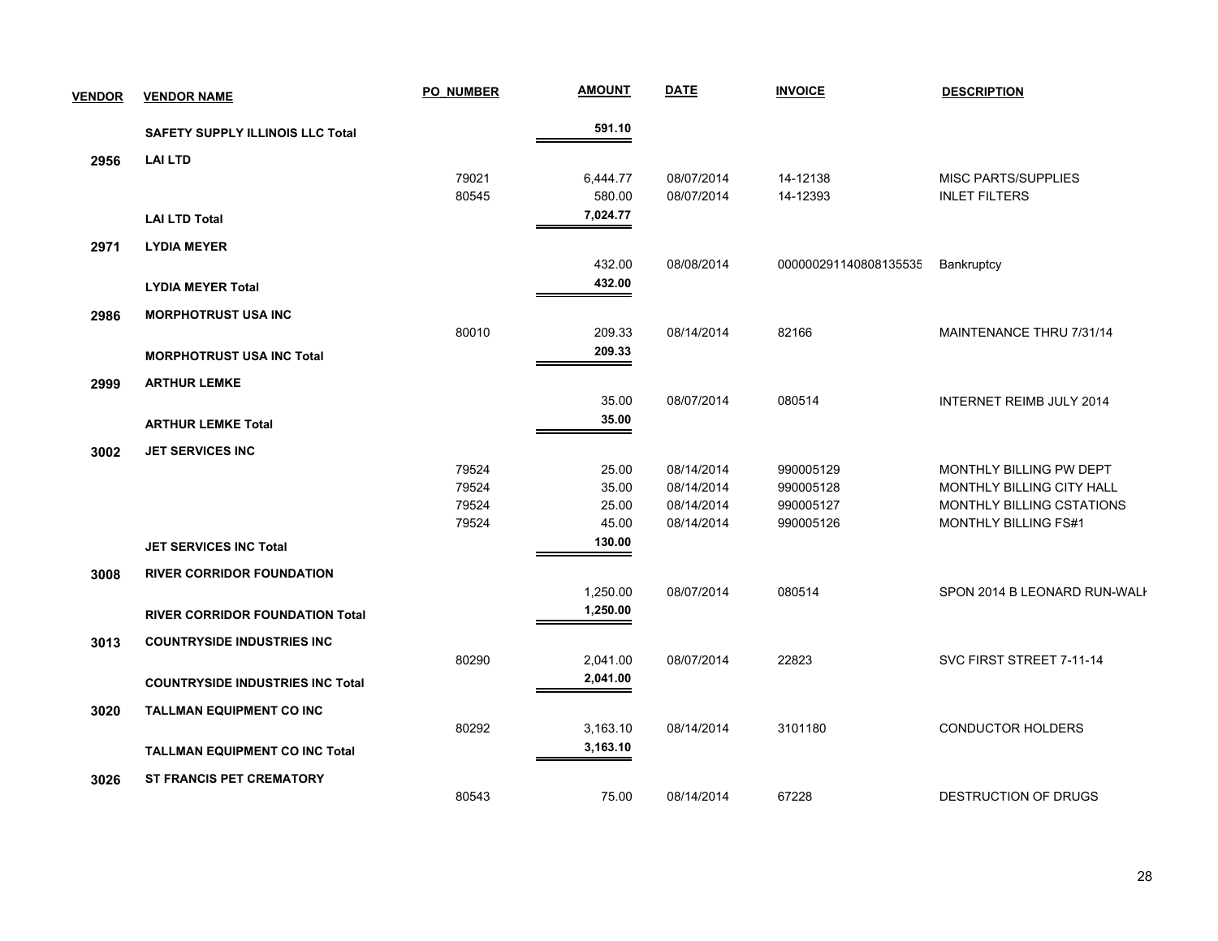| VENDOR | VENDOR NAME | PO_NUMBER | AMOUNT | DATE | INVOICE | DESCRIPTION |
|---|---|---|---|---|---|---|
| | **SAFETY SUPPLY ILLINOIS LLC Total** | | **591.10** | | | |
| **2956** | **LAI LTD** | | | | | |
| | | 79021 | 6,444.77 | 08/07/2014 | 14-12138 | MISC PARTS/SUPPLIES |
| | | 80545 | 580.00 | 08/07/2014 | 14-12393 | INLET FILTERS |
| | **LAI LTD Total** | | **7,024.77** | | | |
| **2971** | **LYDIA MEYER** | | | | | |
| | | | 432.00 | 08/08/2014 | 000000291140808135535 | Bankruptcy |
| | **LYDIA MEYER Total** | | **432.00** | | | |
| **2986** | **MORPHOTRUST USA INC** | | | | | |
| | | 80010 | 209.33 | 08/14/2014 | 82166 | MAINTENANCE THRU 7/31/14 |
| | **MORPHOTRUST USA INC Total** | | **209.33** | | | |
| **2999** | **ARTHUR LEMKE** | | | | | |
| | | | 35.00 | 08/07/2014 | 080514 | INTERNET REIMB JULY 2014 |
| | **ARTHUR LEMKE Total** | | **35.00** | | | |
| **3002** | **JET SERVICES INC** | | | | | |
| | | 79524 | 25.00 | 08/14/2014 | 990005129 | MONTHLY BILLING PW DEPT |
| | | 79524 | 35.00 | 08/14/2014 | 990005128 | MONTHLY BILLING CITY HALL |
| | | 79524 | 25.00 | 08/14/2014 | 990005127 | MONTHLY BILLING CSTATIONS |
| | | 79524 | 45.00 | 08/14/2014 | 990005126 | MONTHLY BILLING FS#1 |
| | **JET SERVICES INC Total** | | **130.00** | | | |
| **3008** | **RIVER CORRIDOR FOUNDATION** | | | | | |
| | | | 1,250.00 | 08/07/2014 | 080514 | SPON 2014 B LEONARD RUN-WALK |
| | **RIVER CORRIDOR FOUNDATION Total** | | **1,250.00** | | | |
| **3013** | **COUNTRYSIDE INDUSTRIES INC** | | | | | |
| | | 80290 | 2,041.00 | 08/07/2014 | 22823 | SVC FIRST STREET 7-11-14 |
| | **COUNTRYSIDE INDUSTRIES INC Total** | | **2,041.00** | | | |
| **3020** | **TALLMAN EQUIPMENT CO INC** | | | | | |
| | | 80292 | 3,163.10 | 08/14/2014 | 3101180 | CONDUCTOR HOLDERS |
| | **TALLMAN EQUIPMENT CO INC Total** | | **3,163.10** | | | |
| **3026** | **ST FRANCIS PET CREMATORY** | | | | | |
| | | 80543 | 75.00 | 08/14/2014 | 67228 | DESTRUCTION OF DRUGS |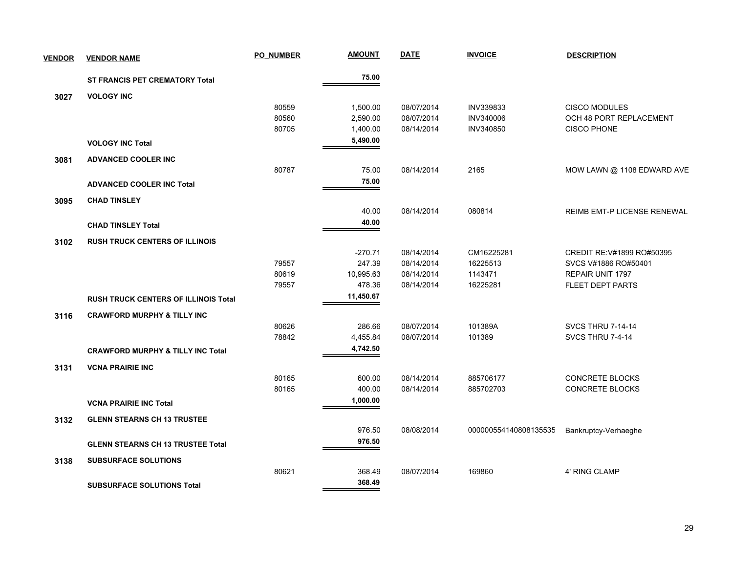| VENDOR | VENDOR NAME | PO_NUMBER | AMOUNT | DATE | INVOICE | DESCRIPTION |
|---|---|---|---|---|---|---|
| | **ST FRANCIS PET CREMATORY Total** | | **75.00** | | | |
| **3027** | **VOLOGY INC** | | | | | |
| | | 80559 | 1,500.00 | 08/07/2014 | INV339833 | CISCO MODULES |
| | | 80560 | 2,590.00 | 08/07/2014 | INV340006 | OCH 48 PORT REPLACEMENT |
| | | 80705 | 1,400.00 | 08/14/2014 | INV340850 | CISCO PHONE |
| | **VOLOGY INC Total** | | **5,490.00** | | | |
| **3081** | **ADVANCED COOLER INC** | | | | | |
| | | 80787 | 75.00 | 08/14/2014 | 2165 | MOW LAWN @ 1108 EDWARD AVE |
| | **ADVANCED COOLER INC Total** | | **75.00** | | | |
| **3095** | **CHAD TINSLEY** | | | | | |
| | | | 40.00 | 08/14/2014 | 080814 | REIMB EMT-P LICENSE RENEWAL |
| | **CHAD TINSLEY Total** | | **40.00** | | | |
| **3102** | **RUSH TRUCK CENTERS OF ILLINOIS** | | | | | |
| | | | -270.71 | 08/14/2014 | CM16225281 | CREDIT RE:V#1899 RO#50395 |
| | | 79557 | 247.39 | 08/14/2014 | 16225513 | SVCS V#1886 RO#50401 |
| | | 80619 | 10,995.63 | 08/14/2014 | 1143471 | REPAIR UNIT 1797 |
| | | 79557 | 478.36 | 08/14/2014 | 16225281 | FLEET DEPT PARTS |
| | **RUSH TRUCK CENTERS OF ILLINOIS Total** | | **11,450.67** | | | |
| **3116** | **CRAWFORD MURPHY & TILLY INC** | | | | | |
| | | 80626 | 286.66 | 08/07/2014 | 101389A | SVCS THRU 7-14-14 |
| | | 78842 | 4,455.84 | 08/07/2014 | 101389 | SVCS THRU 7-4-14 |
| | **CRAWFORD MURPHY & TILLY INC Total** | | **4,742.50** | | | |
| **3131** | **VCNA PRAIRIE INC** | | | | | |
| | | 80165 | 600.00 | 08/14/2014 | 885706177 | CONCRETE BLOCKS |
| | | 80165 | 400.00 | 08/14/2014 | 885702703 | CONCRETE BLOCKS |
| | **VCNA PRAIRIE INC Total** | | **1,000.00** | | | |
| **3132** | **GLENN STEARNS CH 13 TRUSTEE** | | | | | |
| | | | 976.50 | 08/08/2014 | 000000554140808135535 | Bankruptcy-Verhaeghe |
| | **GLENN STEARNS CH 13 TRUSTEE Total** | | **976.50** | | | |
| **3138** | **SUBSURFACE SOLUTIONS** | | | | | |
| | | 80621 | 368.49 | 08/07/2014 | 169860 | 4' RING CLAMP |
| | **SUBSURFACE SOLUTIONS Total** | | **368.49** | | | |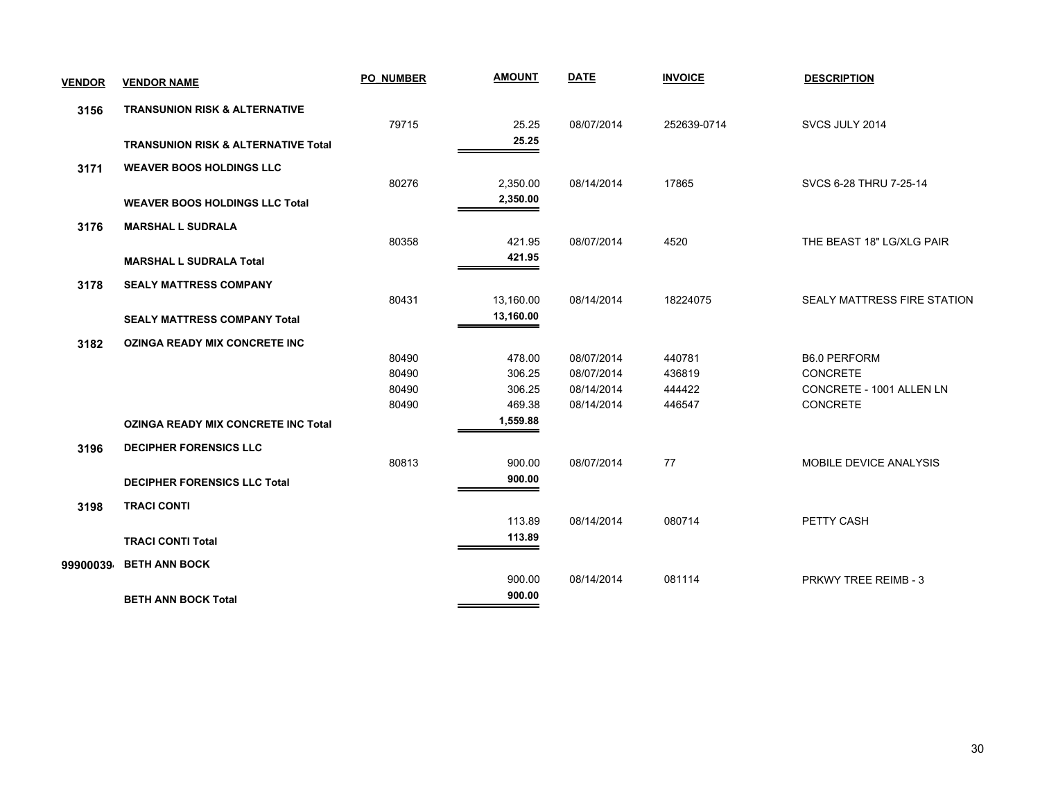| VENDOR | VENDOR NAME | PO_NUMBER | AMOUNT | DATE | INVOICE | DESCRIPTION |
|---|---|---|---|---|---|---|
| 3156 | TRANSUNION RISK & ALTERNATIVE | | | | | |
| | | 79715 | 25.25 | 08/07/2014 | 252639-0714 | SVCS JULY 2014 |
| | TRANSUNION RISK & ALTERNATIVE Total | | 25.25 | | | |
| 3171 | WEAVER BOOS HOLDINGS LLC | | | | | |
| | | 80276 | 2,350.00 | 08/14/2014 | 17865 | SVCS 6-28 THRU 7-25-14 |
| | WEAVER BOOS HOLDINGS LLC Total | | 2,350.00 | | | |
| 3176 | MARSHAL L SUDRALA | | | | | |
| | | 80358 | 421.95 | 08/07/2014 | 4520 | THE BEAST 18" LG/XLG PAIR |
| | MARSHAL L SUDRALA Total | | 421.95 | | | |
| 3178 | SEALY MATTRESS COMPANY | | | | | |
| | | 80431 | 13,160.00 | 08/14/2014 | 18224075 | SEALY MATTRESS FIRE STATION |
| | SEALY MATTRESS COMPANY Total | | 13,160.00 | | | |
| 3182 | OZINGA READY MIX CONCRETE INC | | | | | |
| | | 80490 | 478.00 | 08/07/2014 | 440781 | B6.0 PERFORM |
| | | 80490 | 306.25 | 08/07/2014 | 436819 | CONCRETE |
| | | 80490 | 306.25 | 08/14/2014 | 444422 | CONCRETE - 1001 ALLEN LN |
| | | 80490 | 469.38 | 08/14/2014 | 446547 | CONCRETE |
| | OZINGA READY MIX CONCRETE INC Total | | 1,559.88 | | | |
| 3196 | DECIPHER FORENSICS LLC | | | | | |
| | | 80813 | 900.00 | 08/07/2014 | 77 | MOBILE DEVICE ANALYSIS |
| | DECIPHER FORENSICS LLC Total | | 900.00 | | | |
| 3198 | TRACI CONTI | | | | | |
| | | | 113.89 | 08/14/2014 | 080714 | PETTY CASH |
| | TRACI CONTI Total | | 113.89 | | | |
| 99900039 | BETH ANN BOCK | | | | | |
| | | | 900.00 | 08/14/2014 | 081114 | PRKWY TREE REIMB - 3 |
| | BETH ANN BOCK Total | | 900.00 | | | |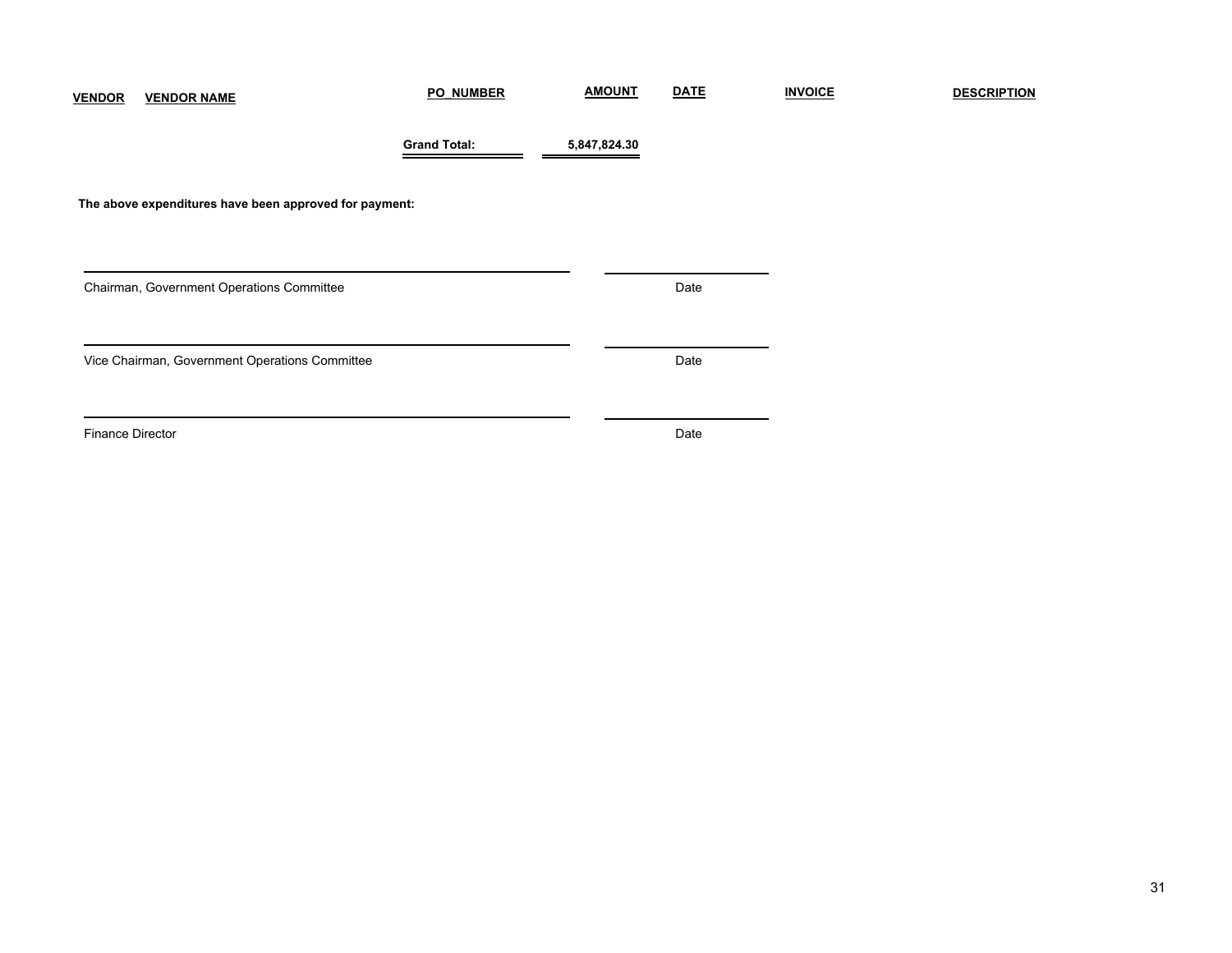| VENDOR | VENDOR NAME | PO_NUMBER | AMOUNT | DATE | INVOICE | DESCRIPTION |
|---|---|---|---|---|---|---|
| | | **Grand Total:** | **5,847,824.30** | | | |

**The above expenditures have been approved for payment:**

\_\_\_\_\_\_\_\_\_\_\_\_\_\_\_\_\_\_\_\_\_\_\_\_\_\_\_\_\_\_\_\_\_\_\_\_\_\_\_\_ \_\_\_\_\_\_\_\_\_\_\_\_\_\_\_\_

Chairman, Government Operations Committee — Date

\_\_\_\_\_\_\_\_\_\_\_\_\_\_\_\_\_\_\_\_\_\_\_\_\_\_\_\_\_\_\_\_\_\_\_\_\_\_\_\_ \_\_\_\_\_\_\_\_\_\_\_\_\_\_\_\_

Vice Chairman, Government Operations Committee — Date

\_\_\_\_\_\_\_\_\_\_\_\_\_\_\_\_\_\_\_\_\_\_\_\_\_\_\_\_\_\_\_\_\_\_\_\_\_\_\_\_ \_\_\_\_\_\_\_\_\_\_\_\_\_\_\_\_

Finance Director — Date